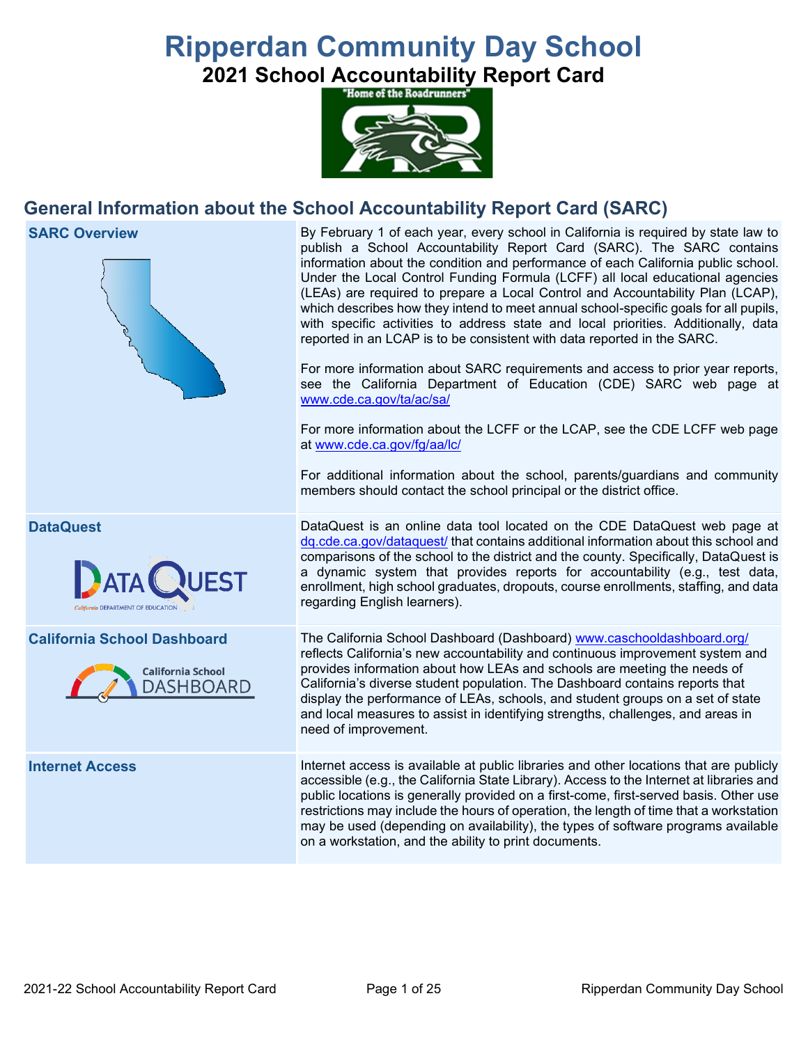# Ripperdan Community Day School

## 2021 School Accountability Report Card

## General Information about the School Accountability Report Card (SARC)

| | |
|---|---|
| **SARC Overview** | By February 1 of each year, every school in California is required by state law to publish a School Accountability Report Card (SARC). The SARC contains information about the condition and performance of each California public school. Under the Local Control Funding Formula (LCFF) all local educational agencies (LEAs) are required to prepare a Local Control and Accountability Plan (LCAP), which describes how they intend to meet annual school-specific goals for all pupils, with specific activities to address state and local priorities. Additionally, data reported in an LCAP is to be consistent with data reported in the SARC. <br><br> For more information about SARC requirements and access to prior year reports, see the California Department of Education (CDE) SARC web page at www.cde.ca.gov/ta/ac/sa/ <br><br> For more information about the LCFF or the LCAP, see the CDE LCFF web page at www.cde.ca.gov/fg/aa/lc/ <br><br> For additional information about the school, parents/guardians and community members should contact the school principal or the district office. |
| **DataQuest** | DataQuest is an online data tool located on the CDE DataQuest web page at dq.cde.ca.gov/dataquest/ that contains additional information about this school and comparisons of the school to the district and the county. Specifically, DataQuest is a dynamic system that provides reports for accountability (e.g., test data, enrollment, high school graduates, dropouts, course enrollments, staffing, and data regarding English learners). |
| **California School Dashboard** | The California School Dashboard (Dashboard) www.caschooldashboard.org/ reflects California's new accountability and continuous improvement system and provides information about how LEAs and schools are meeting the needs of California's diverse student population. The Dashboard contains reports that display the performance of LEAs, schools, and student groups on a set of state and local measures to assist in identifying strengths, challenges, and areas in need of improvement. |
| **Internet Access** | Internet access is available at public libraries and other locations that are publicly accessible (e.g., the California State Library). Access to the Internet at libraries and public locations is generally provided on a first-come, first-served basis. Other use restrictions may include the hours of operation, the length of time that a workstation may be used (depending on availability), the types of software programs available on a workstation, and the ability to print documents. |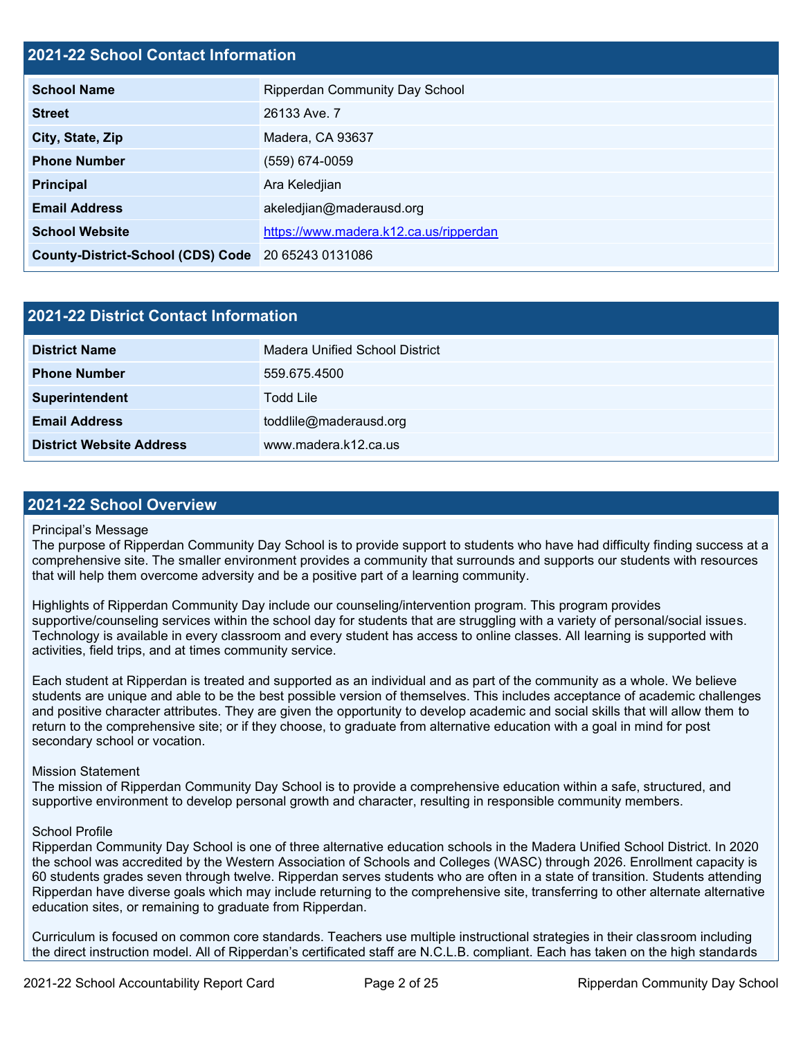## 2021-22 School Contact Information

| 2021-22 School Contact Information | |
|---|---|
| **School Name** | Ripperdan Community Day School |
| **Street** | 26133 Ave. 7 |
| **City, State, Zip** | Madera, CA 93637 |
| **Phone Number** | (559) 674-0059 |
| **Principal** | Ara Keledjian |
| **Email Address** | akeledjian@maderausd.org |
| **School Website** | [https://www.madera.k12.ca.us/ripperdan](https://www.madera.k12.ca.us/ripperdan) |
| **County-District-School (CDS) Code** | 20 65243 0131086 |

## 2021-22 District Contact Information

| 2021-22 District Contact Information | |
|---|---|
| **District Name** | Madera Unified School District |
| **Phone Number** | 559.675.4500 |
| **Superintendent** | Todd Lile |
| **Email Address** | toddlile@maderausd.org |
| **District Website Address** | www.madera.k12.ca.us |

## 2021-22 School Overview

Principal's Message

The purpose of Ripperdan Community Day School is to provide support to students who have had difficulty finding success at a comprehensive site. The smaller environment provides a community that surrounds and supports our students with resources that will help them overcome adversity and be a positive part of a learning community.

Highlights of Ripperdan Community Day include our counseling/intervention program. This program provides supportive/counseling services within the school day for students that are struggling with a variety of personal/social issues. Technology is available in every classroom and every student has access to online classes. All learning is supported with activities, field trips, and at times community service.

Each student at Ripperdan is treated and supported as an individual and as part of the community as a whole. We believe students are unique and able to be the best possible version of themselves. This includes acceptance of academic challenges and positive character attributes. They are given the opportunity to develop academic and social skills that will allow them to return to the comprehensive site; or if they choose, to graduate from alternative education with a goal in mind for post secondary school or vocation.

Mission Statement

The mission of Ripperdan Community Day School is to provide a comprehensive education within a safe, structured, and supportive environment to develop personal growth and character, resulting in responsible community members.

School Profile

Ripperdan Community Day School is one of three alternative education schools in the Madera Unified School District. In 2020 the school was accredited by the Western Association of Schools and Colleges (WASC) through 2026. Enrollment capacity is 60 students grades seven through twelve. Ripperdan serves students who are often in a state of transition. Students attending Ripperdan have diverse goals which may include returning to the comprehensive site, transferring to other alternate alternative education sites, or remaining to graduate from Ripperdan.

Curriculum is focused on common core standards. Teachers use multiple instructional strategies in their classroom including the direct instruction model. All of Ripperdan's certificated staff are N.C.L.B. compliant. Each has taken on the high standards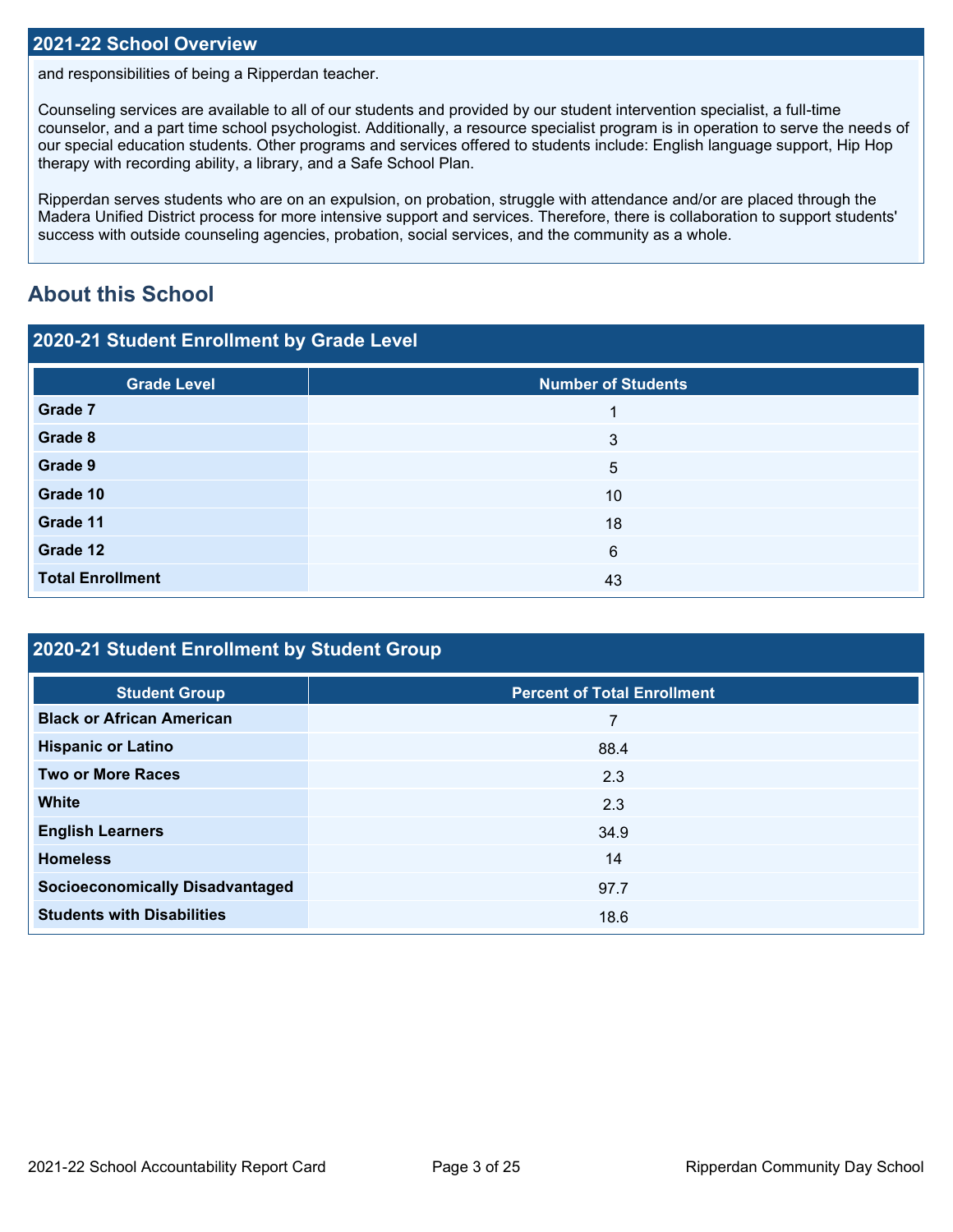## 2021-22 School Overview

and responsibilities of being a Ripperdan teacher.

Counseling services are available to all of our students and provided by our student intervention specialist, a full-time counselor, and a part time school psychologist. Additionally, a resource specialist program is in operation to serve the needs of our special education students. Other programs and services offered to students include: English language support, Hip Hop therapy with recording ability, a library, and a Safe School Plan.

Ripperdan serves students who are on an expulsion, on probation, struggle with attendance and/or are placed through the Madera Unified District process for more intensive support and services. Therefore, there is collaboration to support students' success with outside counseling agencies, probation, social services, and the community as a whole.

# About this School

## 2020-21 Student Enrollment by Grade Level

| Grade Level | Number of Students |
| --- | --- |
| **Grade 7** | 1 |
| **Grade 8** | 3 |
| **Grade 9** | 5 |
| **Grade 10** | 10 |
| **Grade 11** | 18 |
| **Grade 12** | 6 |
| **Total Enrollment** | 43 |

## 2020-21 Student Enrollment by Student Group

| Student Group | Percent of Total Enrollment |
| --- | --- |
| **Black or African American** | 7 |
| **Hispanic or Latino** | 88.4 |
| **Two or More Races** | 2.3 |
| **White** | 2.3 |
| **English Learners** | 34.9 |
| **Homeless** | 14 |
| **Socioeconomically Disadvantaged** | 97.7 |
| **Students with Disabilities** | 18.6 |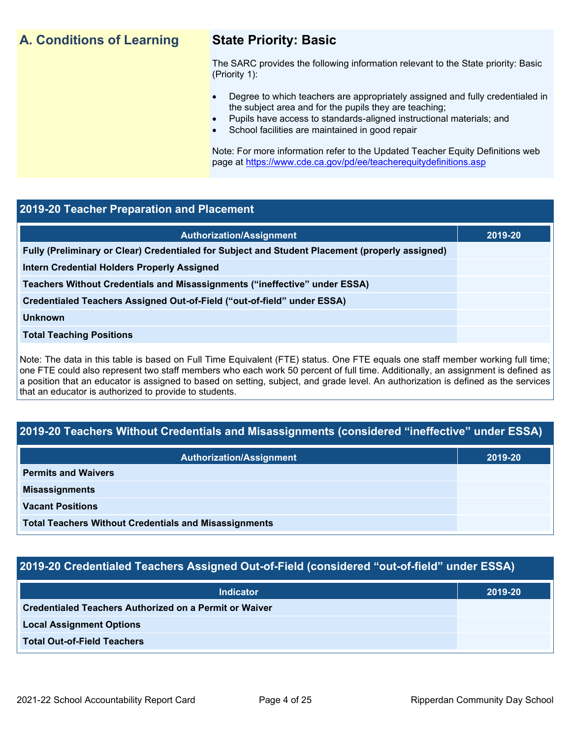## A. Conditions of Learning

### State Priority: Basic

The SARC provides the following information relevant to the State priority: Basic (Priority 1):

- Degree to which teachers are appropriately assigned and fully credentialed in the subject area and for the pupils they are teaching;
- Pupils have access to standards-aligned instructional materials; and
- School facilities are maintained in good repair

Note: For more information refer to the Updated Teacher Equity Definitions web page at https://www.cde.ca.gov/pd/ee/teacherequitydefinitions.asp

### 2019-20 Teacher Preparation and Placement

| Authorization/Assignment | 2019-20 |
|---|---|
| Fully (Preliminary or Clear) Credentialed for Subject and Student Placement (properly assigned) | |
| Intern Credential Holders Properly Assigned | |
| Teachers Without Credentials and Misassignments ("ineffective" under ESSA) | |
| Credentialed Teachers Assigned Out-of-Field ("out-of-field" under ESSA) | |
| Unknown | |
| Total Teaching Positions | |

Note: The data in this table is based on Full Time Equivalent (FTE) status. One FTE equals one staff member working full time; one FTE could also represent two staff members who each work 50 percent of full time. Additionally, an assignment is defined as a position that an educator is assigned to based on setting, subject, and grade level. An authorization is defined as the services that an educator is authorized to provide to students.

### 2019-20 Teachers Without Credentials and Misassignments (considered "ineffective" under ESSA)

| Authorization/Assignment | 2019-20 |
|---|---|
| Permits and Waivers | |
| Misassignments | |
| Vacant Positions | |
| Total Teachers Without Credentials and Misassignments | |

### 2019-20 Credentialed Teachers Assigned Out-of-Field (considered "out-of-field" under ESSA)

| Indicator | 2019-20 |
|---|---|
| Credentialed Teachers Authorized on a Permit or Waiver | |
| Local Assignment Options | |
| Total Out-of-Field Teachers | |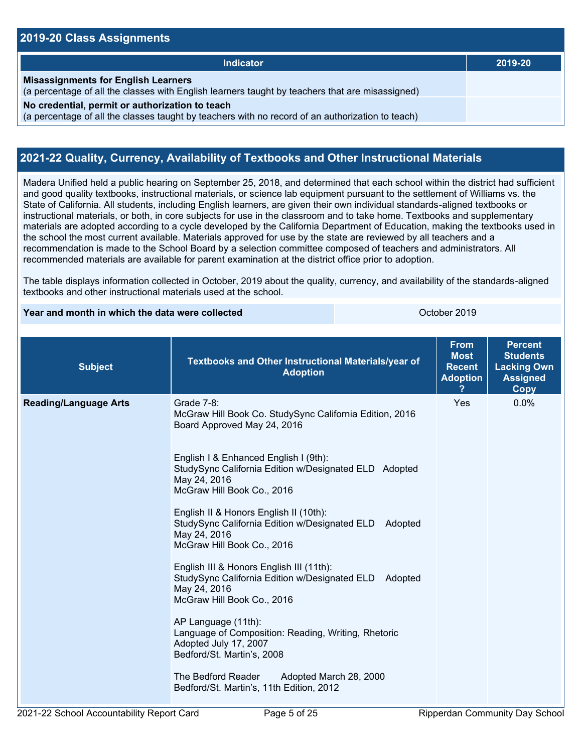## 2019-20 Class Assignments

| Indicator | 2019-20 |
|---|---|
| **Misassignments for English Learners** (a percentage of all the classes with English learners taught by teachers that are misassigned) | |
| **No credential, permit or authorization to teach** (a percentage of all the classes taught by teachers with no record of an authorization to teach) | |

## 2021-22 Quality, Currency, Availability of Textbooks and Other Instructional Materials

Madera Unified held a public hearing on September 25, 2018, and determined that each school within the district had sufficient and good quality textbooks, instructional materials, or science lab equipment pursuant to the settlement of Williams vs. the State of California. All students, including English learners, are given their own individual standards-aligned textbooks or instructional materials, or both, in core subjects for use in the classroom and to take home. Textbooks and supplementary materials are adopted according to a cycle developed by the California Department of Education, making the textbooks used in the school the most current available. Materials approved for use by the state are reviewed by all teachers and a recommendation is made to the School Board by a selection committee composed of teachers and administrators. All recommended materials are available for parent examination at the district office prior to adoption.

The table displays information collected in October, 2019 about the quality, currency, and availability of the standards-aligned textbooks and other instructional materials used at the school.

| Year and month in which the data were collected | October 2019 |
|---|---|

| Subject | Textbooks and Other Instructional Materials/year of Adoption | From Most Recent Adoption ? | Percent Students Lacking Own Assigned Copy |
|---|---|---|---|
| **Reading/Language Arts** | Grade 7-8:<br>McGraw Hill Book Co. StudySync California Edition, 2016<br>Board Approved May 24, 2016<br><br>English I & Enhanced English I (9th):<br>StudySync California Edition w/Designated ELD Adopted May 24, 2016<br>McGraw Hill Book Co., 2016<br><br>English II & Honors English II (10th):<br>StudySync California Edition w/Designated ELD Adopted May 24, 2016<br>McGraw Hill Book Co., 2016<br><br>English III & Honors English III (11th):<br>StudySync California Edition w/Designated ELD Adopted May 24, 2016<br>McGraw Hill Book Co., 2016<br><br>AP Language (11th):<br>Language of Composition: Reading, Writing, Rhetoric<br>Adopted July 17, 2007<br>Bedford/St. Martin's, 2008<br><br>The Bedford Reader Adopted March 28, 2000<br>Bedford/St. Martin's, 11th Edition, 2012 | Yes | 0.0% |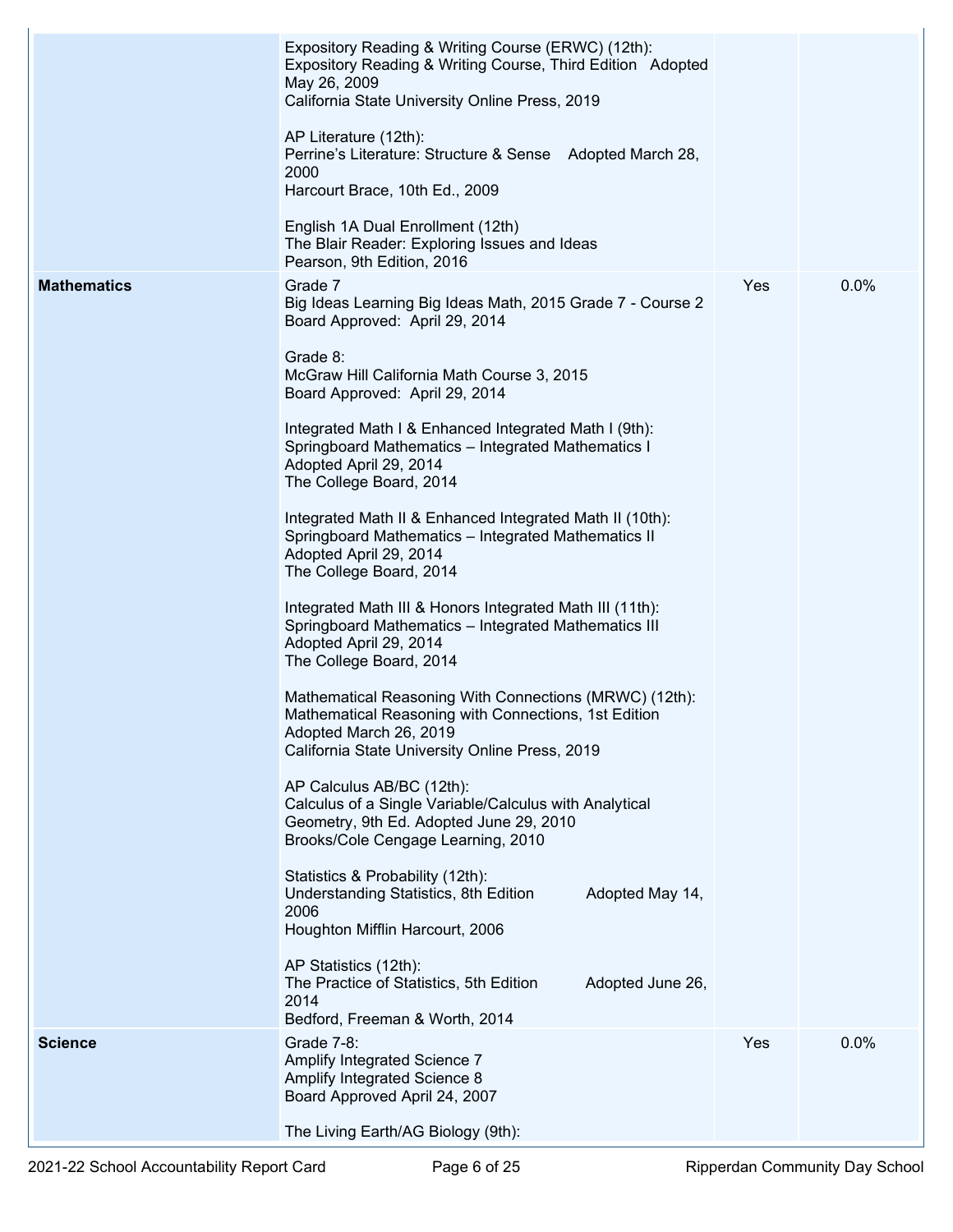| | | | |
|---|---|---|---|
| | Expository Reading & Writing Course (ERWC) (12th):<br>Expository Reading & Writing Course, Third Edition Adopted May 26, 2009<br>California State University Online Press, 2019<br><br>AP Literature (12th):<br>Perrine's Literature: Structure & Sense Adopted March 28, 2000<br>Harcourt Brace, 10th Ed., 2009<br><br>English 1A Dual Enrollment (12th)<br>The Blair Reader: Exploring Issues and Ideas<br>Pearson, 9th Edition, 2016 | | |
| **Mathematics** | Grade 7<br>Big Ideas Learning Big Ideas Math, 2015 Grade 7 - Course 2<br>Board Approved: April 29, 2014<br><br>Grade 8:<br>McGraw Hill California Math Course 3, 2015<br>Board Approved: April 29, 2014<br><br>Integrated Math I & Enhanced Integrated Math I (9th):<br>Springboard Mathematics – Integrated Mathematics I<br>Adopted April 29, 2014<br>The College Board, 2014<br><br>Integrated Math II & Enhanced Integrated Math II (10th):<br>Springboard Mathematics – Integrated Mathematics II<br>Adopted April 29, 2014<br>The College Board, 2014<br><br>Integrated Math III & Honors Integrated Math III (11th):<br>Springboard Mathematics – Integrated Mathematics III<br>Adopted April 29, 2014<br>The College Board, 2014<br><br>Mathematical Reasoning With Connections (MRWC) (12th):<br>Mathematical Reasoning with Connections, 1st Edition<br>Adopted March 26, 2019<br>California State University Online Press, 2019<br><br>AP Calculus AB/BC (12th):<br>Calculus of a Single Variable/Calculus with Analytical Geometry, 9th Ed. Adopted June 29, 2010<br>Brooks/Cole Cengage Learning, 2010<br><br>Statistics & Probability (12th):<br>Understanding Statistics, 8th Edition Adopted May 14, 2006<br>Houghton Mifflin Harcourt, 2006<br><br>AP Statistics (12th):<br>The Practice of Statistics, 5th Edition Adopted June 26, 2014<br>Bedford, Freeman & Worth, 2014 | Yes | 0.0% |
| **Science** | Grade 7-8:<br>Amplify Integrated Science 7<br>Amplify Integrated Science 8<br>Board Approved April 24, 2007<br><br>The Living Earth/AG Biology (9th): | Yes | 0.0% |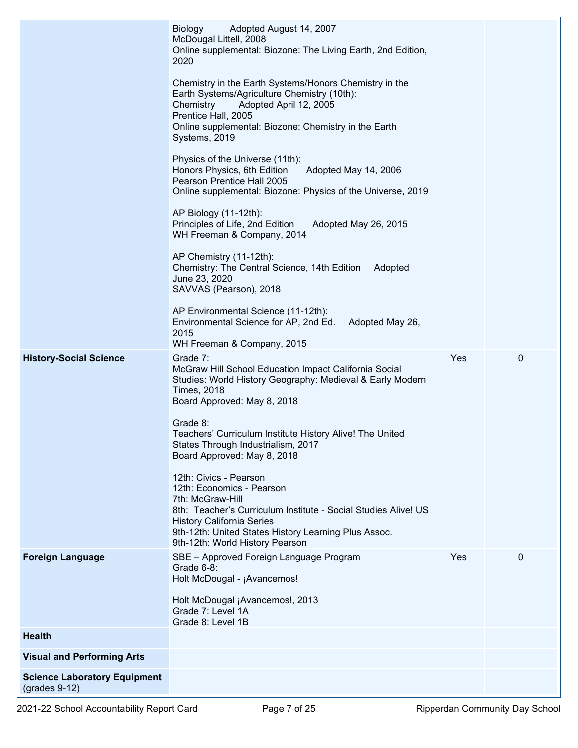| | | | |
|---|---|---|---|
| | Biology Adopted August 14, 2007<br>McDougal Littell, 2008<br>Online supplemental: Biozone: The Living Earth, 2nd Edition, 2020<br><br>Chemistry in the Earth Systems/Honors Chemistry in the Earth Systems/Agriculture Chemistry (10th):<br>Chemistry Adopted April 12, 2005<br>Prentice Hall, 2005<br>Online supplemental: Biozone: Chemistry in the Earth Systems, 2019<br><br>Physics of the Universe (11th):<br>Honors Physics, 6th Edition Adopted May 14, 2006<br>Pearson Prentice Hall 2005<br>Online supplemental: Biozone: Physics of the Universe, 2019<br><br>AP Biology (11-12th):<br>Principles of Life, 2nd Edition Adopted May 26, 2015<br>WH Freeman & Company, 2014<br><br>AP Chemistry (11-12th):<br>Chemistry: The Central Science, 14th Edition Adopted June 23, 2020<br>SAVVAS (Pearson), 2018<br><br>AP Environmental Science (11-12th):<br>Environmental Science for AP, 2nd Ed. Adopted May 26, 2015<br>WH Freeman & Company, 2015 | | |
| **History-Social Science** | Grade 7:<br>McGraw Hill School Education Impact California Social Studies: World History Geography: Medieval & Early Modern Times, 2018<br>Board Approved: May 8, 2018<br><br>Grade 8:<br>Teachers' Curriculum Institute History Alive! The United States Through Industrialism, 2017<br>Board Approved: May 8, 2018<br><br>12th: Civics - Pearson<br>12th: Economics - Pearson<br>7th: McGraw-Hill<br>8th: Teacher's Curriculum Institute - Social Studies Alive! US History California Series<br>9th-12th: United States History Learning Plus Assoc.<br>9th-12th: World History Pearson | Yes | 0 |
| **Foreign Language** | SBE – Approved Foreign Language Program<br>Grade 6-8:<br>Holt McDougal - ¡Avancemos!<br><br>Holt McDougal ¡Avancemos!, 2013<br>Grade 7: Level 1A<br>Grade 8: Level 1B | Yes | 0 |
| **Health** | | | |
| **Visual and Performing Arts** | | | |
| **Science Laboratory Equipment** (grades 9-12) | | | |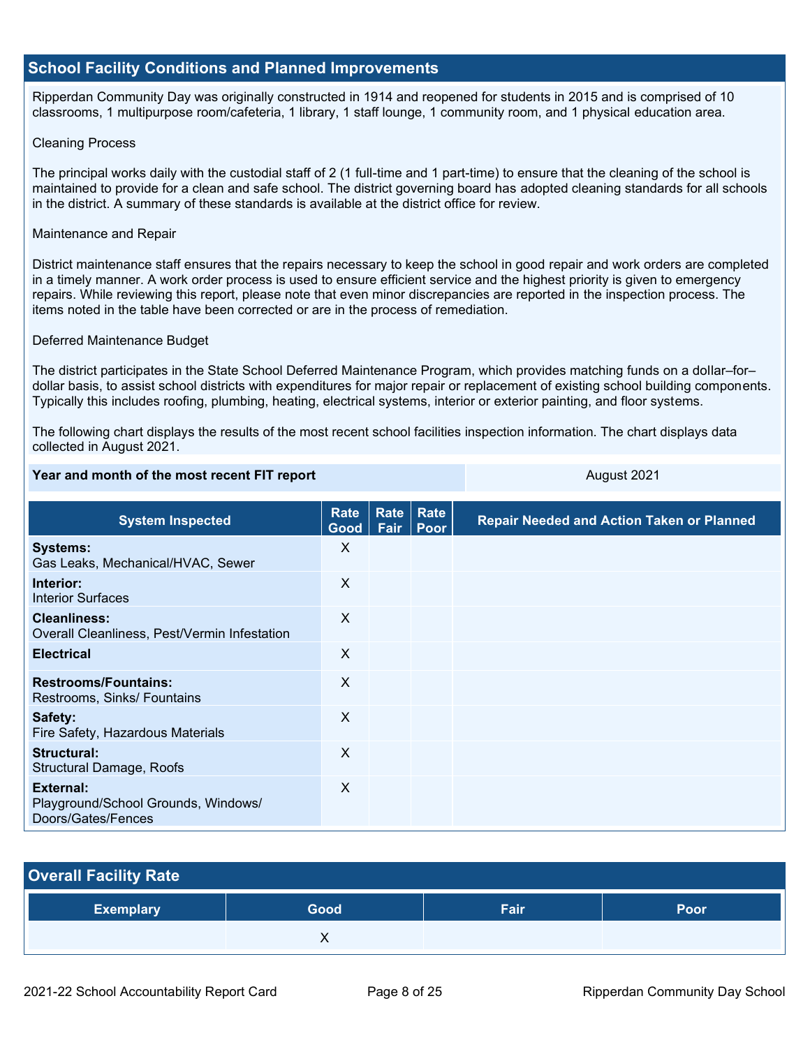## School Facility Conditions and Planned Improvements

Ripperdan Community Day was originally constructed in 1914 and reopened for students in 2015 and is comprised of 10 classrooms, 1 multipurpose room/cafeteria, 1 library, 1 staff lounge, 1 community room, and 1 physical education area.

Cleaning Process

The principal works daily with the custodial staff of 2 (1 full-time and 1 part-time) to ensure that the cleaning of the school is maintained to provide for a clean and safe school. The district governing board has adopted cleaning standards for all schools in the district. A summary of these standards is available at the district office for review.

Maintenance and Repair

District maintenance staff ensures that the repairs necessary to keep the school in good repair and work orders are completed in a timely manner. A work order process is used to ensure efficient service and the highest priority is given to emergency repairs. While reviewing this report, please note that even minor discrepancies are reported in the inspection process. The items noted in the table have been corrected or are in the process of remediation.

Deferred Maintenance Budget

The district participates in the State School Deferred Maintenance Program, which provides matching funds on a dollar–for–dollar basis, to assist school districts with expenditures for major repair or replacement of existing school building components. Typically this includes roofing, plumbing, heating, electrical systems, interior or exterior painting, and floor systems.

The following chart displays the results of the most recent school facilities inspection information. The chart displays data collected in August 2021.

| Year and month of the most recent FIT report | August 2021 |
|---|---|

| System Inspected | Rate Good | Rate Fair | Rate Poor | Repair Needed and Action Taken or Planned |
|---|---|---|---|---|
| **Systems:** Gas Leaks, Mechanical/HVAC, Sewer | X | | | |
| **Interior:** Interior Surfaces | X | | | |
| **Cleanliness:** Overall Cleanliness, Pest/Vermin Infestation | X | | | |
| **Electrical** | X | | | |
| **Restrooms/Fountains:** Restrooms, Sinks/ Fountains | X | | | |
| **Safety:** Fire Safety, Hazardous Materials | X | | | |
| **Structural:** Structural Damage, Roofs | X | | | |
| **External:** Playground/School Grounds, Windows/ Doors/Gates/Fences | X | | | |

## Overall Facility Rate

| Exemplary | Good | Fair | Poor |
|---|---|---|---|
| | X | | |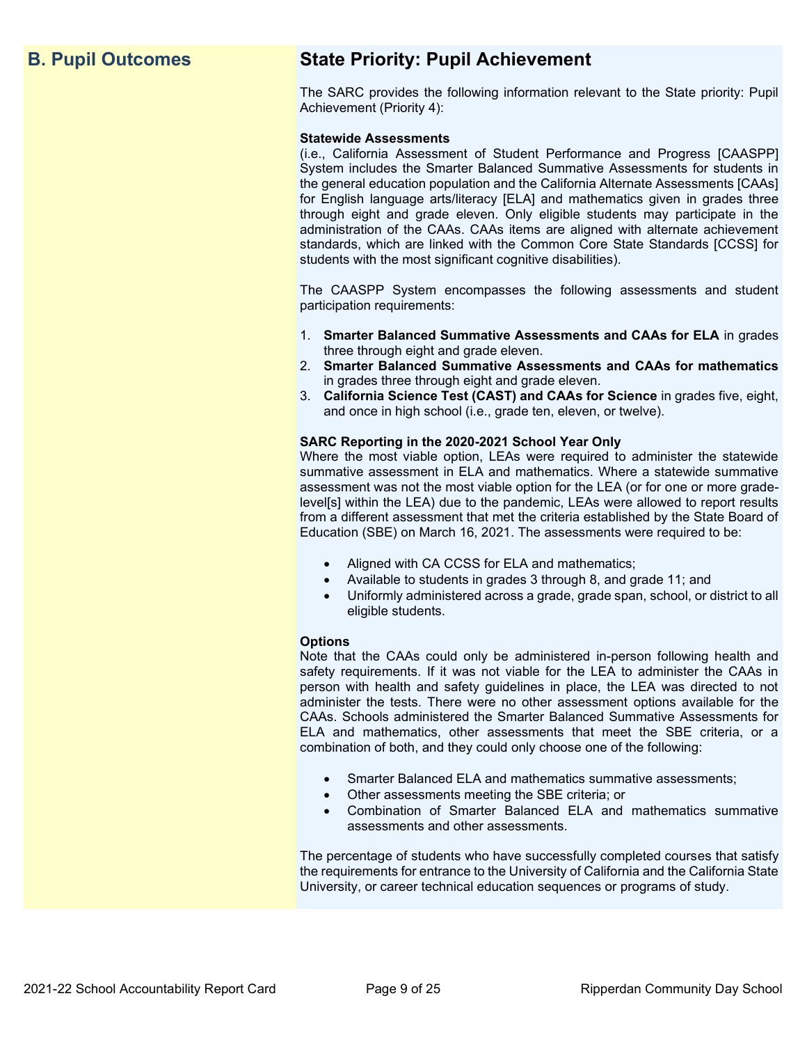## B. Pupil Outcomes

## State Priority: Pupil Achievement

The SARC provides the following information relevant to the State priority: Pupil Achievement (Priority 4):

**Statewide Assessments**
(i.e., California Assessment of Student Performance and Progress [CAASPP] System includes the Smarter Balanced Summative Assessments for students in the general education population and the California Alternate Assessments [CAAs] for English language arts/literacy [ELA] and mathematics given in grades three through eight and grade eleven. Only eligible students may participate in the administration of the CAAs. CAAs items are aligned with alternate achievement standards, which are linked with the Common Core State Standards [CCSS] for students with the most significant cognitive disabilities).

The CAASPP System encompasses the following assessments and student participation requirements:

1. **Smarter Balanced Summative Assessments and CAAs for ELA** in grades three through eight and grade eleven.
2. **Smarter Balanced Summative Assessments and CAAs for mathematics** in grades three through eight and grade eleven.
3. **California Science Test (CAST) and CAAs for Science** in grades five, eight, and once in high school (i.e., grade ten, eleven, or twelve).

**SARC Reporting in the 2020-2021 School Year Only**
Where the most viable option, LEAs were required to administer the statewide summative assessment in ELA and mathematics. Where a statewide summative assessment was not the most viable option for the LEA (or for one or more grade-level[s] within the LEA) due to the pandemic, LEAs were allowed to report results from a different assessment that met the criteria established by the State Board of Education (SBE) on March 16, 2021. The assessments were required to be:

- Aligned with CA CCSS for ELA and mathematics;
- Available to students in grades 3 through 8, and grade 11; and
- Uniformly administered across a grade, grade span, school, or district to all eligible students.

**Options**
Note that the CAAs could only be administered in-person following health and safety requirements. If it was not viable for the LEA to administer the CAAs in person with health and safety guidelines in place, the LEA was directed to not administer the tests. There were no other assessment options available for the CAAs. Schools administered the Smarter Balanced Summative Assessments for ELA and mathematics, other assessments that meet the SBE criteria, or a combination of both, and they could only choose one of the following:

- Smarter Balanced ELA and mathematics summative assessments;
- Other assessments meeting the SBE criteria; or
- Combination of Smarter Balanced ELA and mathematics summative assessments and other assessments.

The percentage of students who have successfully completed courses that satisfy the requirements for entrance to the University of California and the California State University, or career technical education sequences or programs of study.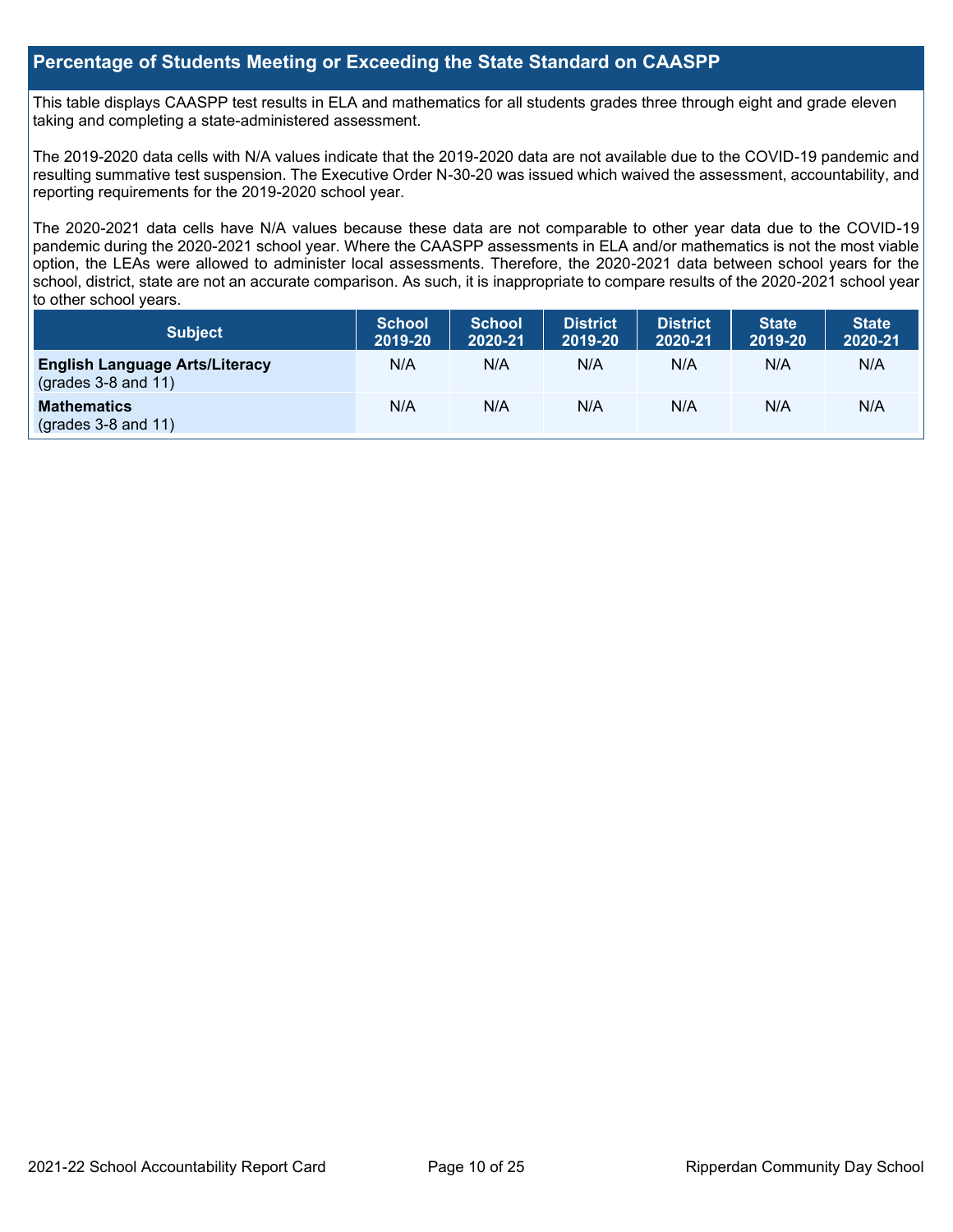## Percentage of Students Meeting or Exceeding the State Standard on CAASPP

This table displays CAASPP test results in ELA and mathematics for all students grades three through eight and grade eleven taking and completing a state-administered assessment.

The 2019-2020 data cells with N/A values indicate that the 2019-2020 data are not available due to the COVID-19 pandemic and resulting summative test suspension. The Executive Order N-30-20 was issued which waived the assessment, accountability, and reporting requirements for the 2019-2020 school year.

The 2020-2021 data cells have N/A values because these data are not comparable to other year data due to the COVID-19 pandemic during the 2020-2021 school year. Where the CAASPP assessments in ELA and/or mathematics is not the most viable option, the LEAs were allowed to administer local assessments. Therefore, the 2020-2021 data between school years for the school, district, state are not an accurate comparison. As such, it is inappropriate to compare results of the 2020-2021 school year to other school years.

| Subject | School 2019-20 | School 2020-21 | District 2019-20 | District 2020-21 | State 2019-20 | State 2020-21 |
|---|---|---|---|---|---|---|
| **English Language Arts/Literacy** (grades 3-8 and 11) | N/A | N/A | N/A | N/A | N/A | N/A |
| **Mathematics** (grades 3-8 and 11) | N/A | N/A | N/A | N/A | N/A | N/A |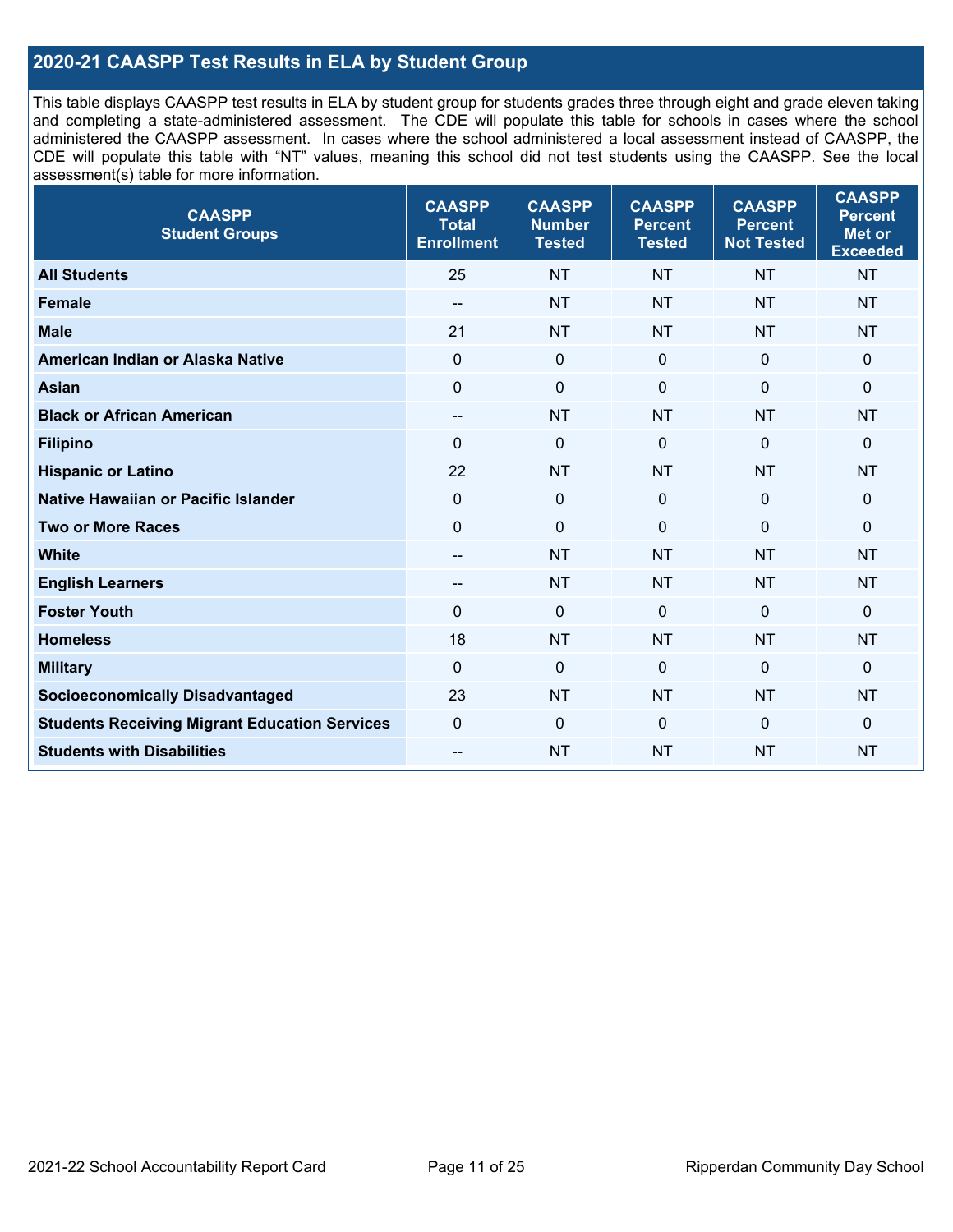## 2020-21 CAASPP Test Results in ELA by Student Group

This table displays CAASPP test results in ELA by student group for students grades three through eight and grade eleven taking and completing a state-administered assessment. The CDE will populate this table for schools in cases where the school administered the CAASPP assessment. In cases where the school administered a local assessment instead of CAASPP, the CDE will populate this table with "NT" values, meaning this school did not test students using the CAASPP. See the local assessment(s) table for more information.

| CAASPP Student Groups | CAASPP Total Enrollment | CAASPP Number Tested | CAASPP Percent Tested | CAASPP Percent Not Tested | CAASPP Percent Met or Exceeded |
|---|---|---|---|---|---|
| **All Students** | 25 | NT | NT | NT | NT |
| **Female** | -- | NT | NT | NT | NT |
| **Male** | 21 | NT | NT | NT | NT |
| **American Indian or Alaska Native** | 0 | 0 | 0 | 0 | 0 |
| **Asian** | 0 | 0 | 0 | 0 | 0 |
| **Black or African American** | -- | NT | NT | NT | NT |
| **Filipino** | 0 | 0 | 0 | 0 | 0 |
| **Hispanic or Latino** | 22 | NT | NT | NT | NT |
| **Native Hawaiian or Pacific Islander** | 0 | 0 | 0 | 0 | 0 |
| **Two or More Races** | 0 | 0 | 0 | 0 | 0 |
| **White** | -- | NT | NT | NT | NT |
| **English Learners** | -- | NT | NT | NT | NT |
| **Foster Youth** | 0 | 0 | 0 | 0 | 0 |
| **Homeless** | 18 | NT | NT | NT | NT |
| **Military** | 0 | 0 | 0 | 0 | 0 |
| **Socioeconomically Disadvantaged** | 23 | NT | NT | NT | NT |
| **Students Receiving Migrant Education Services** | 0 | 0 | 0 | 0 | 0 |
| **Students with Disabilities** | -- | NT | NT | NT | NT |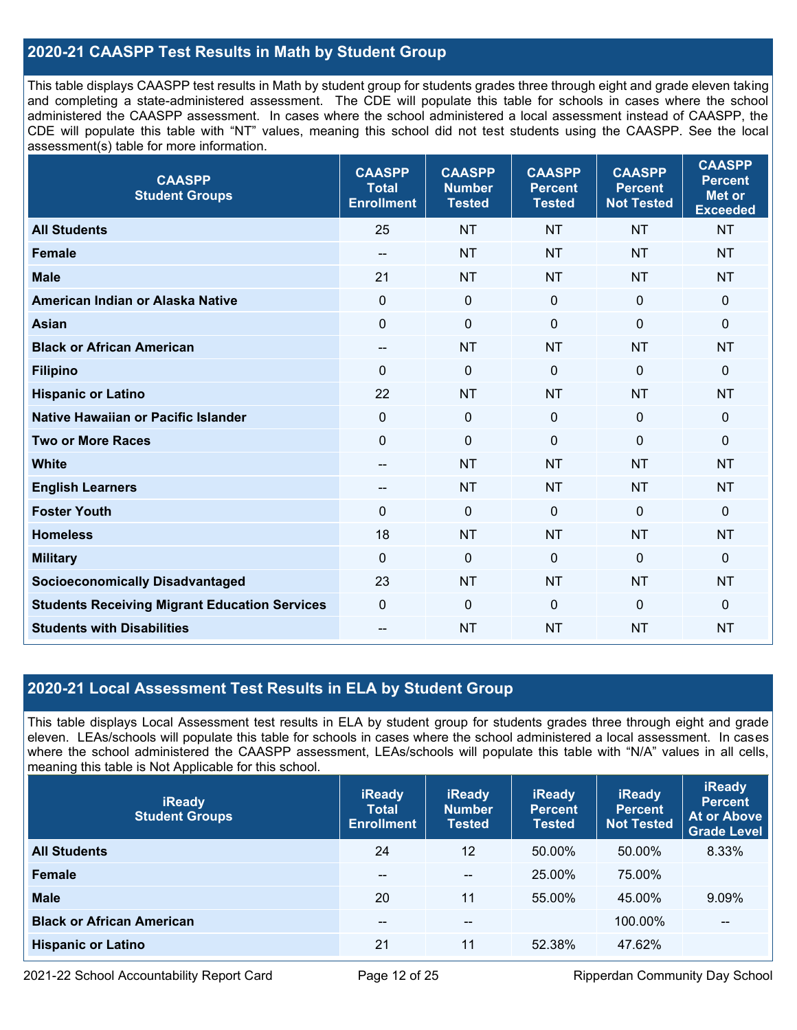## 2020-21 CAASPP Test Results in Math by Student Group

This table displays CAASPP test results in Math by student group for students grades three through eight and grade eleven taking and completing a state-administered assessment. The CDE will populate this table for schools in cases where the school administered the CAASPP assessment. In cases where the school administered a local assessment instead of CAASPP, the CDE will populate this table with "NT" values, meaning this school did not test students using the CAASPP. See the local assessment(s) table for more information.

| CAASPP Student Groups | CAASPP Total Enrollment | CAASPP Number Tested | CAASPP Percent Tested | CAASPP Percent Not Tested | CAASPP Percent Met or Exceeded |
|---|---|---|---|---|---|
| **All Students** | 25 | NT | NT | NT | NT |
| **Female** | -- | NT | NT | NT | NT |
| **Male** | 21 | NT | NT | NT | NT |
| **American Indian or Alaska Native** | 0 | 0 | 0 | 0 | 0 |
| **Asian** | 0 | 0 | 0 | 0 | 0 |
| **Black or African American** | -- | NT | NT | NT | NT |
| **Filipino** | 0 | 0 | 0 | 0 | 0 |
| **Hispanic or Latino** | 22 | NT | NT | NT | NT |
| **Native Hawaiian or Pacific Islander** | 0 | 0 | 0 | 0 | 0 |
| **Two or More Races** | 0 | 0 | 0 | 0 | 0 |
| **White** | -- | NT | NT | NT | NT |
| **English Learners** | -- | NT | NT | NT | NT |
| **Foster Youth** | 0 | 0 | 0 | 0 | 0 |
| **Homeless** | 18 | NT | NT | NT | NT |
| **Military** | 0 | 0 | 0 | 0 | 0 |
| **Socioeconomically Disadvantaged** | 23 | NT | NT | NT | NT |
| **Students Receiving Migrant Education Services** | 0 | 0 | 0 | 0 | 0 |
| **Students with Disabilities** | -- | NT | NT | NT | NT |

## 2020-21 Local Assessment Test Results in ELA by Student Group

This table displays Local Assessment test results in ELA by student group for students grades three through eight and grade eleven. LEAs/schools will populate this table for schools in cases where the school administered a local assessment. In cases where the school administered the CAASPP assessment, LEAs/schools will populate this table with "N/A" values in all cells, meaning this table is Not Applicable for this school.

| iReady Student Groups | iReady Total Enrollment | iReady Number Tested | iReady Percent Tested | iReady Percent Not Tested | iReady Percent At or Above Grade Level |
|---|---|---|---|---|---|
| **All Students** | 24 | 12 | 50.00% | 50.00% | 8.33% |
| **Female** | -- | -- | 25.00% | 75.00% | |
| **Male** | 20 | 11 | 55.00% | 45.00% | 9.09% |
| **Black or African American** | -- | -- | | 100.00% | -- |
| **Hispanic or Latino** | 21 | 11 | 52.38% | 47.62% | |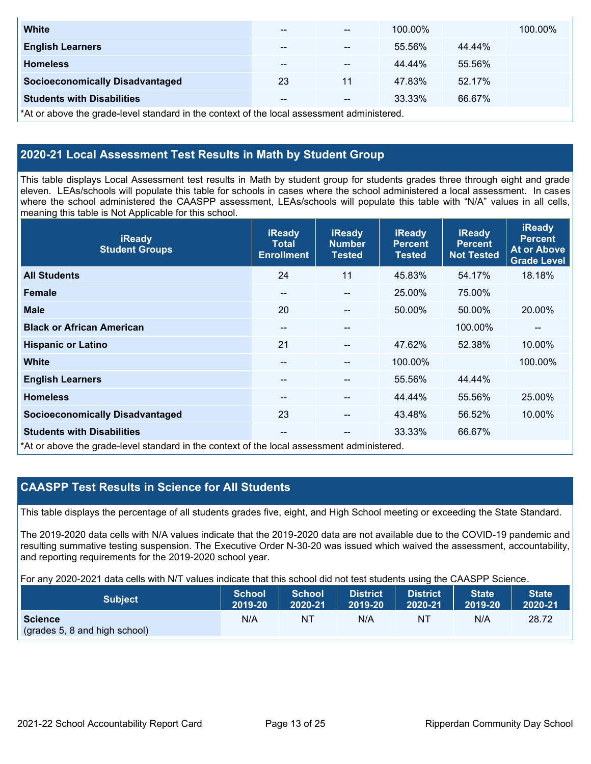| | | | | | |
|---|---|---|---|---|---|
| **White** | -- | -- | 100.00% | | 100.00% |
| **English Learners** | -- | -- | 55.56% | 44.44% | |
| **Homeless** | -- | -- | 44.44% | 55.56% | |
| **Socioeconomically Disadvantaged** | 23 | 11 | 47.83% | 52.17% | |
| **Students with Disabilities** | -- | -- | 33.33% | 66.67% | |

*At or above the grade-level standard in the context of the local assessment administered.

## 2020-21 Local Assessment Test Results in Math by Student Group

This table displays Local Assessment test results in Math by student group for students grades three through eight and grade eleven. LEAs/schools will populate this table for schools in cases where the school administered a local assessment. In cases where the school administered the CAASPP assessment, LEAs/schools will populate this table with "N/A" values in all cells, meaning this table is Not Applicable for this school.

| iReady Student Groups | iReady Total Enrollment | iReady Number Tested | iReady Percent Tested | iReady Percent Not Tested | iReady Percent At or Above Grade Level |
|---|---|---|---|---|---|
| **All Students** | 24 | 11 | 45.83% | 54.17% | 18.18% |
| **Female** | -- | -- | 25.00% | 75.00% | |
| **Male** | 20 | -- | 50.00% | 50.00% | 20.00% |
| **Black or African American** | -- | -- | | 100.00% | -- |
| **Hispanic or Latino** | 21 | -- | 47.62% | 52.38% | 10.00% |
| **White** | -- | -- | 100.00% | | 100.00% |
| **English Learners** | -- | -- | 55.56% | 44.44% | |
| **Homeless** | -- | -- | 44.44% | 55.56% | 25.00% |
| **Socioeconomically Disadvantaged** | 23 | -- | 43.48% | 56.52% | 10.00% |
| **Students with Disabilities** | -- | -- | 33.33% | 66.67% | |

*At or above the grade-level standard in the context of the local assessment administered.

## CAASPP Test Results in Science for All Students

This table displays the percentage of all students grades five, eight, and High School meeting or exceeding the State Standard.

The 2019-2020 data cells with N/A values indicate that the 2019-2020 data are not available due to the COVID-19 pandemic and resulting summative testing suspension. The Executive Order N-30-20 was issued which waived the assessment, accountability, and reporting requirements for the 2019-2020 school year.

For any 2020-2021 data cells with N/T values indicate that this school did not test students using the CAASPP Science.

| Subject | School 2019-20 | School 2020-21 | District 2019-20 | District 2020-21 | State 2019-20 | State 2020-21 |
|---|---|---|---|---|---|---|
| **Science** (grades 5, 8 and high school) | N/A | NT | N/A | NT | N/A | 28.72 |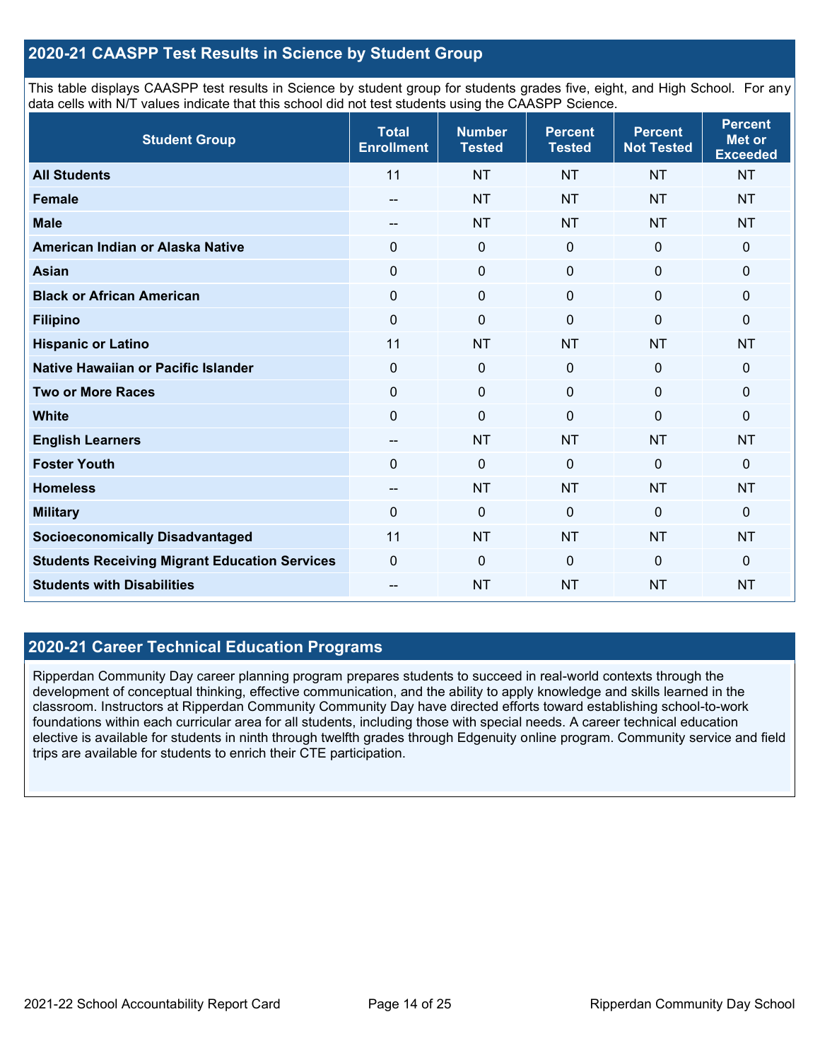## 2020-21 CAASPP Test Results in Science by Student Group

This table displays CAASPP test results in Science by student group for students grades five, eight, and High School. For any data cells with N/T values indicate that this school did not test students using the CAASPP Science.

| Student Group | Total Enrollment | Number Tested | Percent Tested | Percent Not Tested | Percent Met or Exceeded |
|---|---|---|---|---|---|
| **All Students** | 11 | NT | NT | NT | NT |
| **Female** | -- | NT | NT | NT | NT |
| **Male** | -- | NT | NT | NT | NT |
| **American Indian or Alaska Native** | 0 | 0 | 0 | 0 | 0 |
| **Asian** | 0 | 0 | 0 | 0 | 0 |
| **Black or African American** | 0 | 0 | 0 | 0 | 0 |
| **Filipino** | 0 | 0 | 0 | 0 | 0 |
| **Hispanic or Latino** | 11 | NT | NT | NT | NT |
| **Native Hawaiian or Pacific Islander** | 0 | 0 | 0 | 0 | 0 |
| **Two or More Races** | 0 | 0 | 0 | 0 | 0 |
| **White** | 0 | 0 | 0 | 0 | 0 |
| **English Learners** | -- | NT | NT | NT | NT |
| **Foster Youth** | 0 | 0 | 0 | 0 | 0 |
| **Homeless** | -- | NT | NT | NT | NT |
| **Military** | 0 | 0 | 0 | 0 | 0 |
| **Socioeconomically Disadvantaged** | 11 | NT | NT | NT | NT |
| **Students Receiving Migrant Education Services** | 0 | 0 | 0 | 0 | 0 |
| **Students with Disabilities** | -- | NT | NT | NT | NT |

## 2020-21 Career Technical Education Programs

Ripperdan Community Day career planning program prepares students to succeed in real-world contexts through the development of conceptual thinking, effective communication, and the ability to apply knowledge and skills learned in the classroom. Instructors at Ripperdan Community Community Day have directed efforts toward establishing school-to-work foundations within each curricular area for all students, including those with special needs. A career technical education elective is available for students in ninth through twelfth grades through Edgenuity online program. Community service and field trips are available for students to enrich their CTE participation.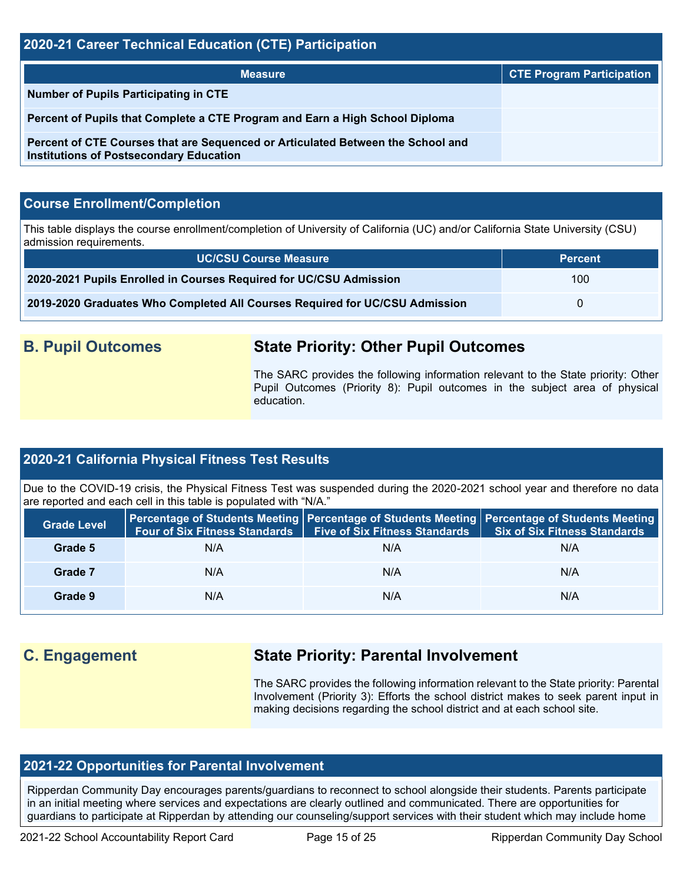## 2020-21 Career Technical Education (CTE) Participation

| Measure | CTE Program Participation |
|---|---|
| **Number of Pupils Participating in CTE** | |
| **Percent of Pupils that Complete a CTE Program and Earn a High School Diploma** | |
| **Percent of CTE Courses that are Sequenced or Articulated Between the School and Institutions of Postsecondary Education** | |

## Course Enrollment/Completion

This table displays the course enrollment/completion of University of California (UC) and/or California State University (CSU) admission requirements.

| UC/CSU Course Measure | Percent |
|---|---|
| **2020-2021 Pupils Enrolled in Courses Required for UC/CSU Admission** | 100 |
| **2019-2020 Graduates Who Completed All Courses Required for UC/CSU Admission** | 0 |

# B. Pupil Outcomes

## State Priority: Other Pupil Outcomes

The SARC provides the following information relevant to the State priority: Other Pupil Outcomes (Priority 8): Pupil outcomes in the subject area of physical education.

## 2020-21 California Physical Fitness Test Results

Due to the COVID-19 crisis, the Physical Fitness Test was suspended during the 2020-2021 school year and therefore no data are reported and each cell in this table is populated with "N/A."

| Grade Level | Percentage of Students Meeting Four of Six Fitness Standards | Percentage of Students Meeting Five of Six Fitness Standards | Percentage of Students Meeting Six of Six Fitness Standards |
|---|---|---|---|
| **Grade 5** | N/A | N/A | N/A |
| **Grade 7** | N/A | N/A | N/A |
| **Grade 9** | N/A | N/A | N/A |

# C. Engagement

## State Priority: Parental Involvement

The SARC provides the following information relevant to the State priority: Parental Involvement (Priority 3): Efforts the school district makes to seek parent input in making decisions regarding the school district and at each school site.

## 2021-22 Opportunities for Parental Involvement

Ripperdan Community Day encourages parents/guardians to reconnect to school alongside their students. Parents participate in an initial meeting where services and expectations are clearly outlined and communicated. There are opportunities for guardians to participate at Ripperdan by attending our counseling/support services with their student which may include home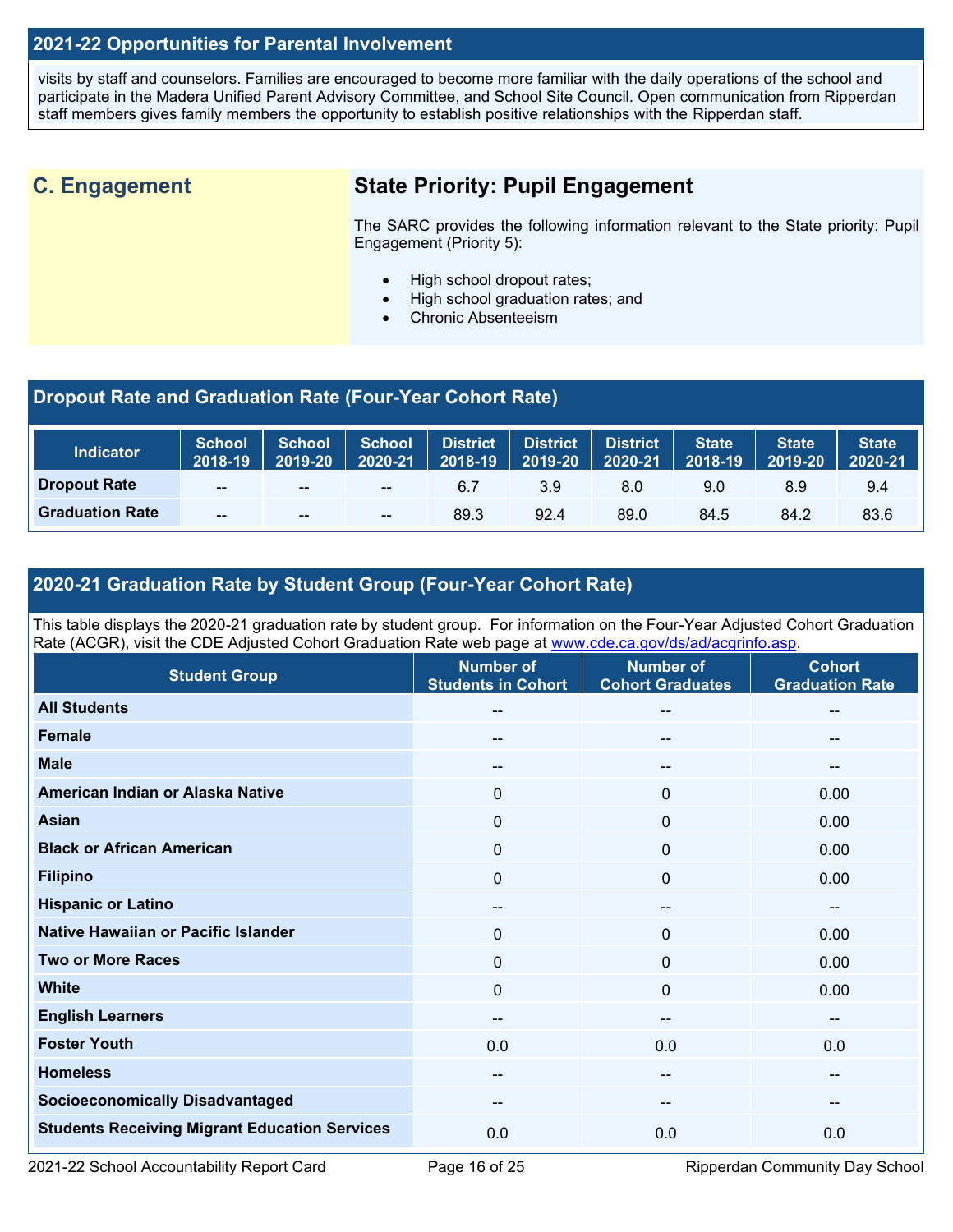## 2021-22 Opportunities for Parental Involvement

visits by staff and counselors. Families are encouraged to become more familiar with the daily operations of the school and participate in the Madera Unified Parent Advisory Committee, and School Site Council. Open communication from Ripperdan staff members gives family members the opportunity to establish positive relationships with the Ripperdan staff.

## C. Engagement

### State Priority: Pupil Engagement

The SARC provides the following information relevant to the State priority: Pupil Engagement (Priority 5):

- High school dropout rates;
- High school graduation rates; and
- Chronic Absenteeism

## Dropout Rate and Graduation Rate (Four-Year Cohort Rate)

| Indicator | School 2018-19 | School 2019-20 | School 2020-21 | District 2018-19 | District 2019-20 | District 2020-21 | State 2018-19 | State 2019-20 | State 2020-21 |
|---|---|---|---|---|---|---|---|---|---|
| Dropout Rate | -- | -- | -- | 6.7 | 3.9 | 8.0 | 9.0 | 8.9 | 9.4 |
| Graduation Rate | -- | -- | -- | 89.3 | 92.4 | 89.0 | 84.5 | 84.2 | 83.6 |

## 2020-21 Graduation Rate by Student Group (Four-Year Cohort Rate)

This table displays the 2020-21 graduation rate by student group. For information on the Four-Year Adjusted Cohort Graduation Rate (ACGR), visit the CDE Adjusted Cohort Graduation Rate web page at www.cde.ca.gov/ds/ad/acgrinfo.asp.

| Student Group | Number of Students in Cohort | Number of Cohort Graduates | Cohort Graduation Rate |
|---|---|---|---|
| All Students | -- | -- | -- |
| Female | -- | -- | -- |
| Male | -- | -- | -- |
| American Indian or Alaska Native | 0 | 0 | 0.00 |
| Asian | 0 | 0 | 0.00 |
| Black or African American | 0 | 0 | 0.00 |
| Filipino | 0 | 0 | 0.00 |
| Hispanic or Latino | -- | -- | -- |
| Native Hawaiian or Pacific Islander | 0 | 0 | 0.00 |
| Two or More Races | 0 | 0 | 0.00 |
| White | 0 | 0 | 0.00 |
| English Learners | -- | -- | -- |
| Foster Youth | 0.0 | 0.0 | 0.0 |
| Homeless | -- | -- | -- |
| Socioeconomically Disadvantaged | -- | -- | -- |
| Students Receiving Migrant Education Services | 0.0 | 0.0 | 0.0 |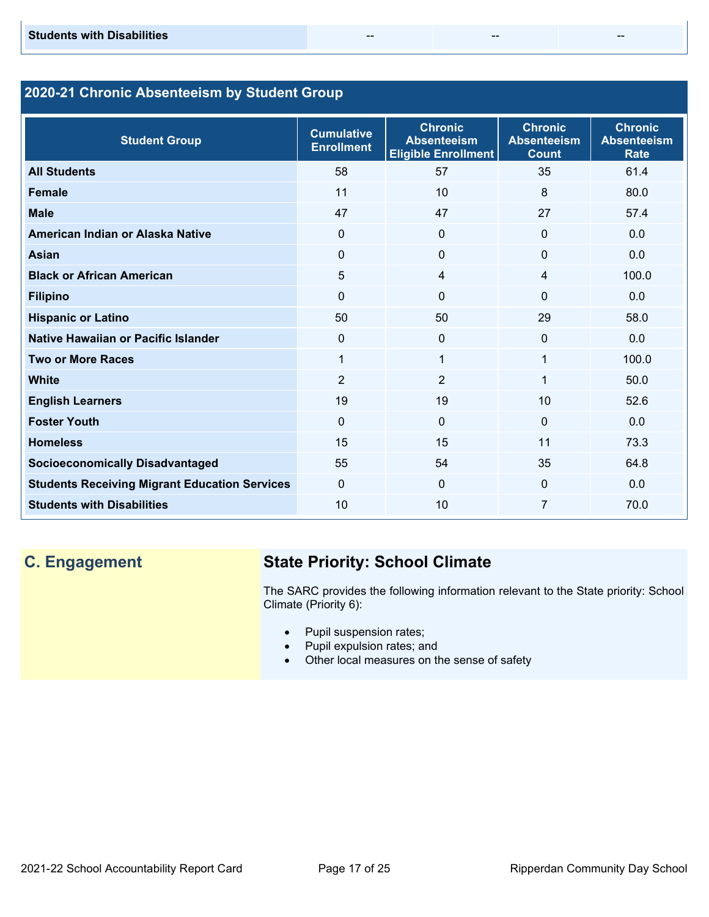| Students with Disabilities | -- | -- | -- |
|---|---|---|---|

## 2020-21 Chronic Absenteeism by Student Group

| Student Group | Cumulative Enrollment | Chronic Absenteeism Eligible Enrollment | Chronic Absenteeism Count | Chronic Absenteeism Rate |
|---|---|---|---|---|
| All Students | 58 | 57 | 35 | 61.4 |
| Female | 11 | 10 | 8 | 80.0 |
| Male | 47 | 47 | 27 | 57.4 |
| American Indian or Alaska Native | 0 | 0 | 0 | 0.0 |
| Asian | 0 | 0 | 0 | 0.0 |
| Black or African American | 5 | 4 | 4 | 100.0 |
| Filipino | 0 | 0 | 0 | 0.0 |
| Hispanic or Latino | 50 | 50 | 29 | 58.0 |
| Native Hawaiian or Pacific Islander | 0 | 0 | 0 | 0.0 |
| Two or More Races | 1 | 1 | 1 | 100.0 |
| White | 2 | 2 | 1 | 50.0 |
| English Learners | 19 | 19 | 10 | 52.6 |
| Foster Youth | 0 | 0 | 0 | 0.0 |
| Homeless | 15 | 15 | 11 | 73.3 |
| Socioeconomically Disadvantaged | 55 | 54 | 35 | 64.8 |
| Students Receiving Migrant Education Services | 0 | 0 | 0 | 0.0 |
| Students with Disabilities | 10 | 10 | 7 | 70.0 |

## C. Engagement

### State Priority: School Climate

The SARC provides the following information relevant to the State priority: School Climate (Priority 6):

- Pupil suspension rates;
- Pupil expulsion rates; and
- Other local measures on the sense of safety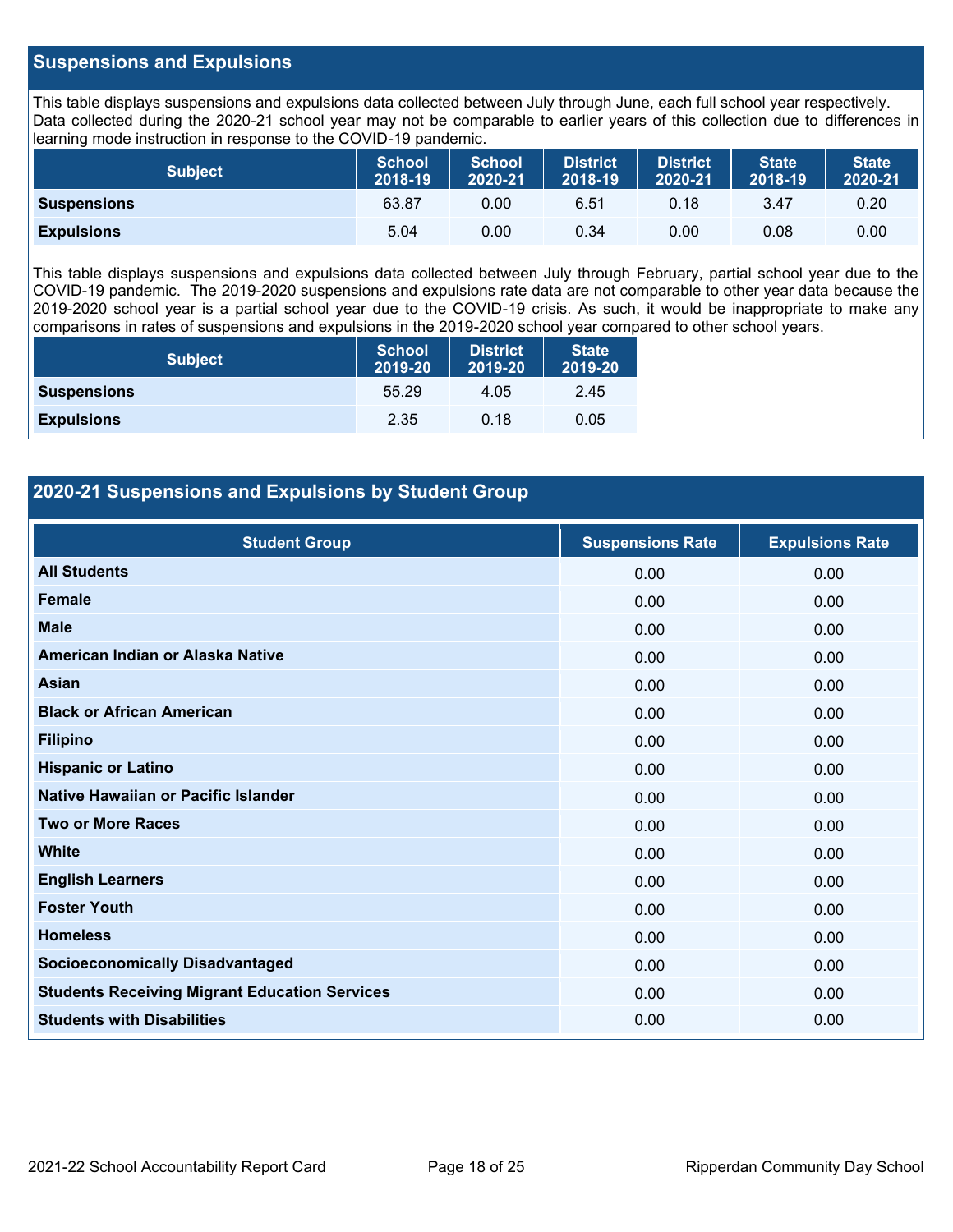## Suspensions and Expulsions

This table displays suspensions and expulsions data collected between July through June, each full school year respectively. Data collected during the 2020-21 school year may not be comparable to earlier years of this collection due to differences in learning mode instruction in response to the COVID-19 pandemic.

| Subject | School 2018-19 | School 2020-21 | District 2018-19 | District 2020-21 | State 2018-19 | State 2020-21 |
|---|---|---|---|---|---|---|
| **Suspensions** | 63.87 | 0.00 | 6.51 | 0.18 | 3.47 | 0.20 |
| **Expulsions** | 5.04 | 0.00 | 0.34 | 0.00 | 0.08 | 0.00 |

This table displays suspensions and expulsions data collected between July through February, partial school year due to the COVID-19 pandemic. The 2019-2020 suspensions and expulsions rate data are not comparable to other year data because the 2019-2020 school year is a partial school year due to the COVID-19 crisis. As such, it would be inappropriate to make any comparisons in rates of suspensions and expulsions in the 2019-2020 school year compared to other school years.

| Subject | School 2019-20 | District 2019-20 | State 2019-20 |
|---|---|---|---|
| **Suspensions** | 55.29 | 4.05 | 2.45 |
| **Expulsions** | 2.35 | 0.18 | 0.05 |

## 2020-21 Suspensions and Expulsions by Student Group

| Student Group | Suspensions Rate | Expulsions Rate |
|---|---|---|
| **All Students** | 0.00 | 0.00 |
| **Female** | 0.00 | 0.00 |
| **Male** | 0.00 | 0.00 |
| **American Indian or Alaska Native** | 0.00 | 0.00 |
| **Asian** | 0.00 | 0.00 |
| **Black or African American** | 0.00 | 0.00 |
| **Filipino** | 0.00 | 0.00 |
| **Hispanic or Latino** | 0.00 | 0.00 |
| **Native Hawaiian or Pacific Islander** | 0.00 | 0.00 |
| **Two or More Races** | 0.00 | 0.00 |
| **White** | 0.00 | 0.00 |
| **English Learners** | 0.00 | 0.00 |
| **Foster Youth** | 0.00 | 0.00 |
| **Homeless** | 0.00 | 0.00 |
| **Socioeconomically Disadvantaged** | 0.00 | 0.00 |
| **Students Receiving Migrant Education Services** | 0.00 | 0.00 |
| **Students with Disabilities** | 0.00 | 0.00 |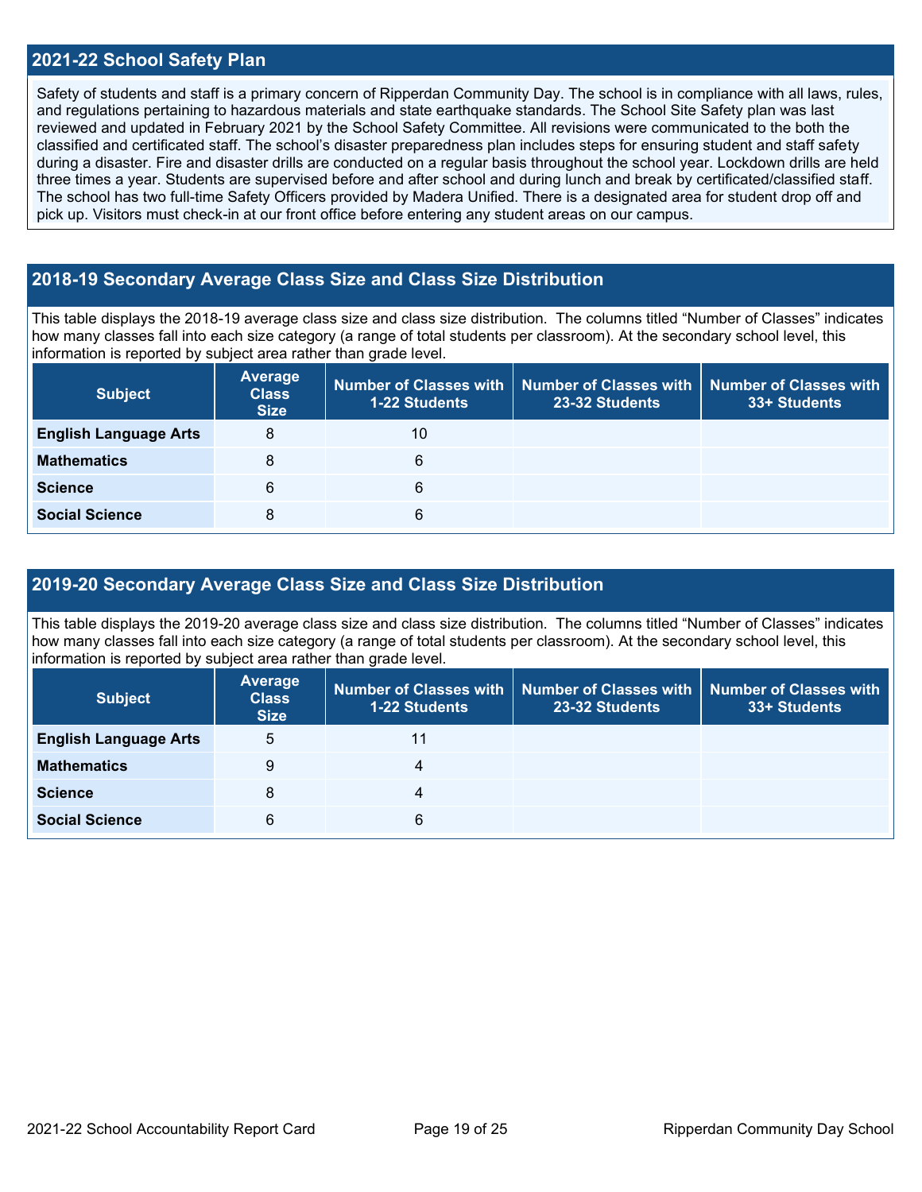## 2021-22 School Safety Plan

Safety of students and staff is a primary concern of Ripperdan Community Day. The school is in compliance with all laws, rules, and regulations pertaining to hazardous materials and state earthquake standards. The School Site Safety plan was last reviewed and updated in February 2021 by the School Safety Committee. All revisions were communicated to the both the classified and certificated staff. The school's disaster preparedness plan includes steps for ensuring student and staff safety during a disaster. Fire and disaster drills are conducted on a regular basis throughout the school year. Lockdown drills are held three times a year. Students are supervised before and after school and during lunch and break by certificated/classified staff. The school has two full-time Safety Officers provided by Madera Unified. There is a designated area for student drop off and pick up. Visitors must check-in at our front office before entering any student areas on our campus.

## 2018-19 Secondary Average Class Size and Class Size Distribution

This table displays the 2018-19 average class size and class size distribution. The columns titled "Number of Classes" indicates how many classes fall into each size category (a range of total students per classroom). At the secondary school level, this information is reported by subject area rather than grade level.

| Subject | Average Class Size | Number of Classes with 1-22 Students | Number of Classes with 23-32 Students | Number of Classes with 33+ Students |
|---|---|---|---|---|
| English Language Arts | 8 | 10 | | |
| Mathematics | 8 | 6 | | |
| Science | 6 | 6 | | |
| Social Science | 8 | 6 | | |

## 2019-20 Secondary Average Class Size and Class Size Distribution

This table displays the 2019-20 average class size and class size distribution. The columns titled "Number of Classes" indicates how many classes fall into each size category (a range of total students per classroom). At the secondary school level, this information is reported by subject area rather than grade level.

| Subject | Average Class Size | Number of Classes with 1-22 Students | Number of Classes with 23-32 Students | Number of Classes with 33+ Students |
|---|---|---|---|---|
| English Language Arts | 5 | 11 | | |
| Mathematics | 9 | 4 | | |
| Science | 8 | 4 | | |
| Social Science | 6 | 6 | | |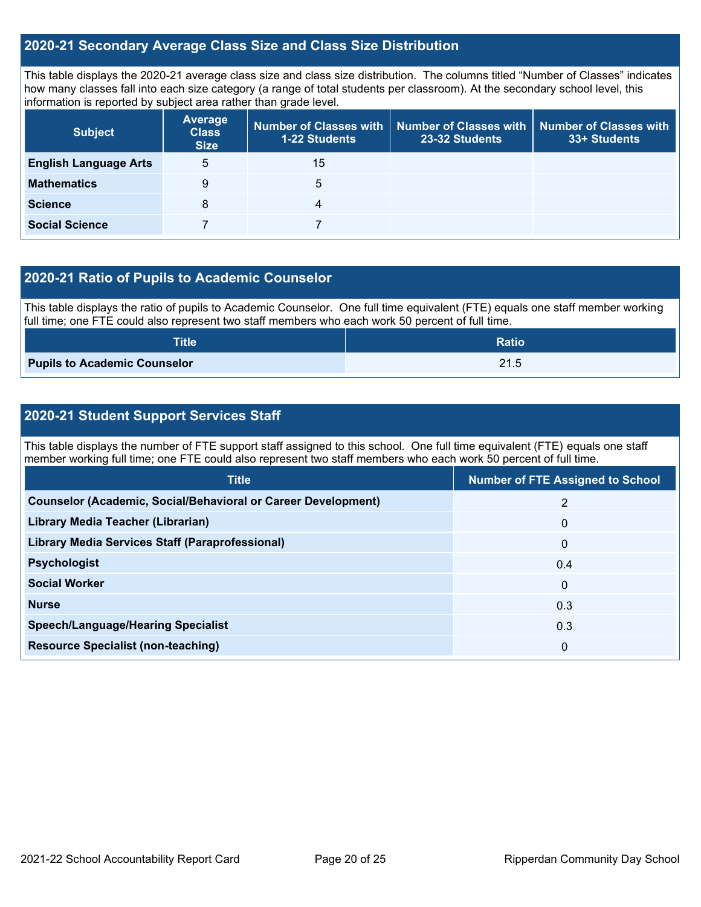## 2020-21 Secondary Average Class Size and Class Size Distribution

This table displays the 2020-21 average class size and class size distribution. The columns titled "Number of Classes" indicates how many classes fall into each size category (a range of total students per classroom). At the secondary school level, this information is reported by subject area rather than grade level.

| Subject | Average Class Size | Number of Classes with 1-22 Students | Number of Classes with 23-32 Students | Number of Classes with 33+ Students |
|---|---|---|---|---|
| **English Language Arts** | 5 | 15 | | |
| **Mathematics** | 9 | 5 | | |
| **Science** | 8 | 4 | | |
| **Social Science** | 7 | 7 | | |

## 2020-21 Ratio of Pupils to Academic Counselor

This table displays the ratio of pupils to Academic Counselor. One full time equivalent (FTE) equals one staff member working full time; one FTE could also represent two staff members who each work 50 percent of full time.

| Title | Ratio |
|---|---|
| **Pupils to Academic Counselor** | 21.5 |

## 2020-21 Student Support Services Staff

This table displays the number of FTE support staff assigned to this school. One full time equivalent (FTE) equals one staff member working full time; one FTE could also represent two staff members who each work 50 percent of full time.

| Title | Number of FTE Assigned to School |
|---|---|
| **Counselor (Academic, Social/Behavioral or Career Development)** | 2 |
| **Library Media Teacher (Librarian)** | 0 |
| **Library Media Services Staff (Paraprofessional)** | 0 |
| **Psychologist** | 0.4 |
| **Social Worker** | 0 |
| **Nurse** | 0.3 |
| **Speech/Language/Hearing Specialist** | 0.3 |
| **Resource Specialist (non-teaching)** | 0 |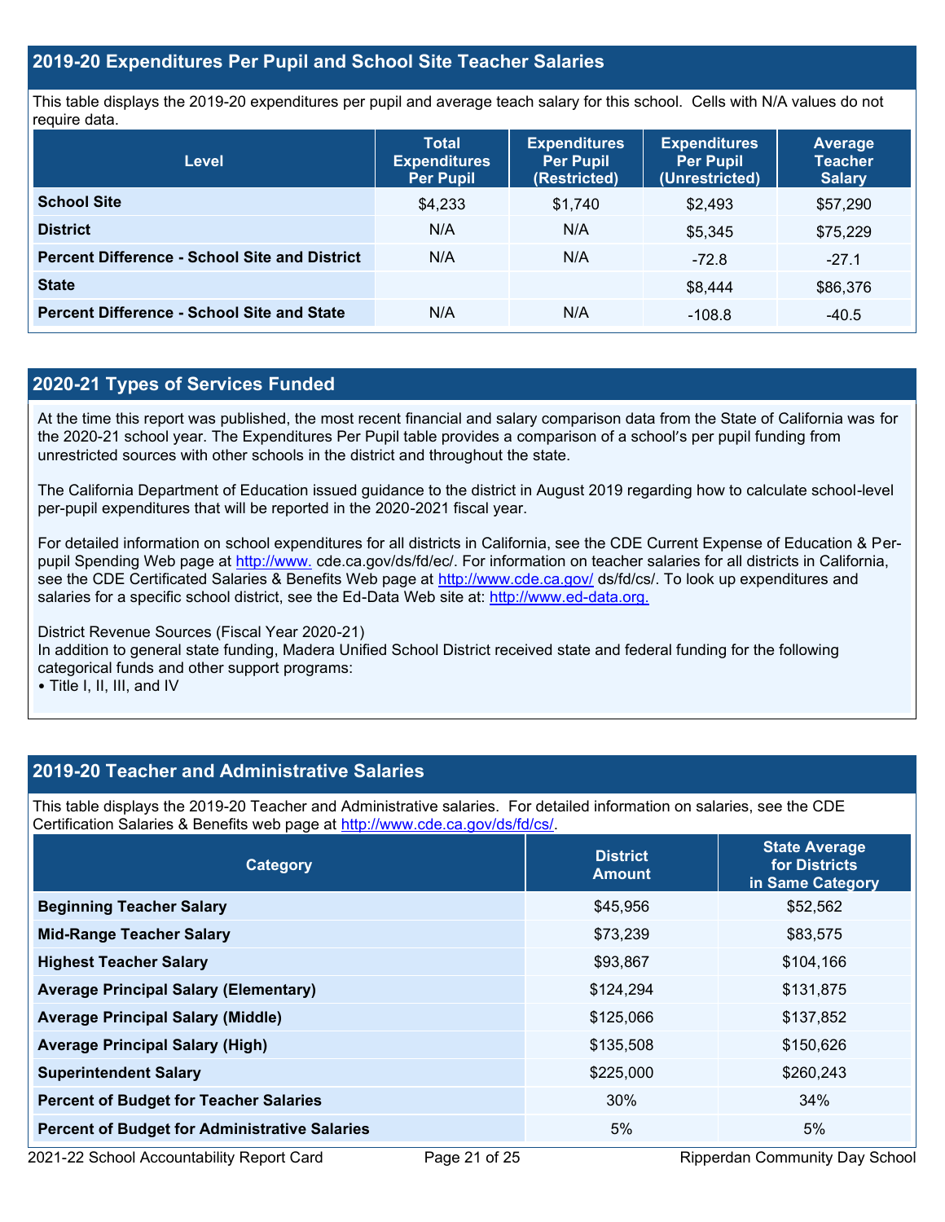## 2019-20 Expenditures Per Pupil and School Site Teacher Salaries

This table displays the 2019-20 expenditures per pupil and average teach salary for this school. Cells with N/A values do not require data.

| Level | Total Expenditures Per Pupil | Expenditures Per Pupil (Restricted) | Expenditures Per Pupil (Unrestricted) | Average Teacher Salary |
|---|---|---|---|---|
| **School Site** | $4,233 | $1,740 | $2,493 | $57,290 |
| **District** | N/A | N/A | $5,345 | $75,229 |
| **Percent Difference - School Site and District** | N/A | N/A | -72.8 | -27.1 |
| **State** | | | $8,444 | $86,376 |
| **Percent Difference - School Site and State** | N/A | N/A | -108.8 | -40.5 |

## 2020-21 Types of Services Funded

At the time this report was published, the most recent financial and salary comparison data from the State of California was for the 2020-21 school year. The Expenditures Per Pupil table provides a comparison of a school's per pupil funding from unrestricted sources with other schools in the district and throughout the state.

The California Department of Education issued guidance to the district in August 2019 regarding how to calculate school-level per-pupil expenditures that will be reported in the 2020-2021 fiscal year.

For detailed information on school expenditures for all districts in California, see the CDE Current Expense of Education & Per-pupil Spending Web page at http://www. cde.ca.gov/ds/fd/ec/. For information on teacher salaries for all districts in California, see the CDE Certificated Salaries & Benefits Web page at http://www.cde.ca.gov/ ds/fd/cs/. To look up expenditures and salaries for a specific school district, see the Ed-Data Web site at: http://www.ed-data.org.

District Revenue Sources (Fiscal Year 2020-21)
In addition to general state funding, Madera Unified School District received state and federal funding for the following categorical funds and other support programs:
• Title I, II, III, and IV

## 2019-20 Teacher and Administrative Salaries

This table displays the 2019-20 Teacher and Administrative salaries. For detailed information on salaries, see the CDE Certification Salaries & Benefits web page at http://www.cde.ca.gov/ds/fd/cs/.

| Category | District Amount | State Average for Districts in Same Category |
|---|---|---|
| **Beginning Teacher Salary** | $45,956 | $52,562 |
| **Mid-Range Teacher Salary** | $73,239 | $83,575 |
| **Highest Teacher Salary** | $93,867 | $104,166 |
| **Average Principal Salary (Elementary)** | $124,294 | $131,875 |
| **Average Principal Salary (Middle)** | $125,066 | $137,852 |
| **Average Principal Salary (High)** | $135,508 | $150,626 |
| **Superintendent Salary** | $225,000 | $260,243 |
| **Percent of Budget for Teacher Salaries** | 30% | 34% |
| **Percent of Budget for Administrative Salaries** | 5% | 5% |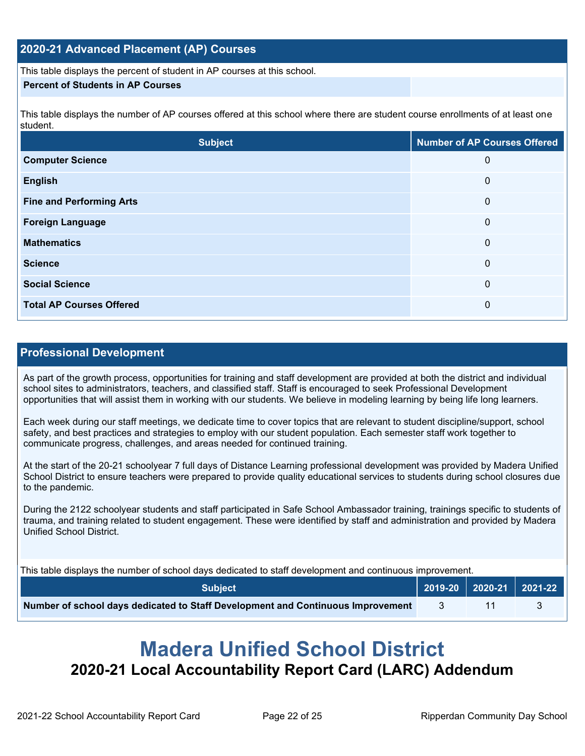## 2020-21 Advanced Placement (AP) Courses

This table displays the percent of student in AP courses at this school.

| Percent of Students in AP Courses | |
|---|---|

This table displays the number of AP courses offered at this school where there are student course enrollments of at least one student.

| Subject | Number of AP Courses Offered |
|---|---|
| Computer Science | 0 |
| English | 0 |
| Fine and Performing Arts | 0 |
| Foreign Language | 0 |
| Mathematics | 0 |
| Science | 0 |
| Social Science | 0 |
| Total AP Courses Offered | 0 |

## Professional Development

As part of the growth process, opportunities for training and staff development are provided at both the district and individual school sites to administrators, teachers, and classified staff. Staff is encouraged to seek Professional Development opportunities that will assist them in working with our students. We believe in modeling learning by being life long learners.

Each week during our staff meetings, we dedicate time to cover topics that are relevant to student discipline/support, school safety, and best practices and strategies to employ with our student population. Each semester staff work together to communicate progress, challenges, and areas needed for continued training.

At the start of the 20-21 schoolyear 7 full days of Distance Learning professional development was provided by Madera Unified School District to ensure teachers were prepared to provide quality educational services to students during school closures due to the pandemic.

During the 2122 schoolyear students and staff participated in Safe School Ambassador training, trainings specific to students of trauma, and training related to student engagement. These were identified by staff and administration and provided by Madera Unified School District.

This table displays the number of school days dedicated to staff development and continuous improvement.

| Subject | 2019-20 | 2020-21 | 2021-22 |
|---|---|---|---|
| Number of school days dedicated to Staff Development and Continuous Improvement | 3 | 11 | 3 |

# Madera Unified School District

## 2020-21 Local Accountability Report Card (LARC) Addendum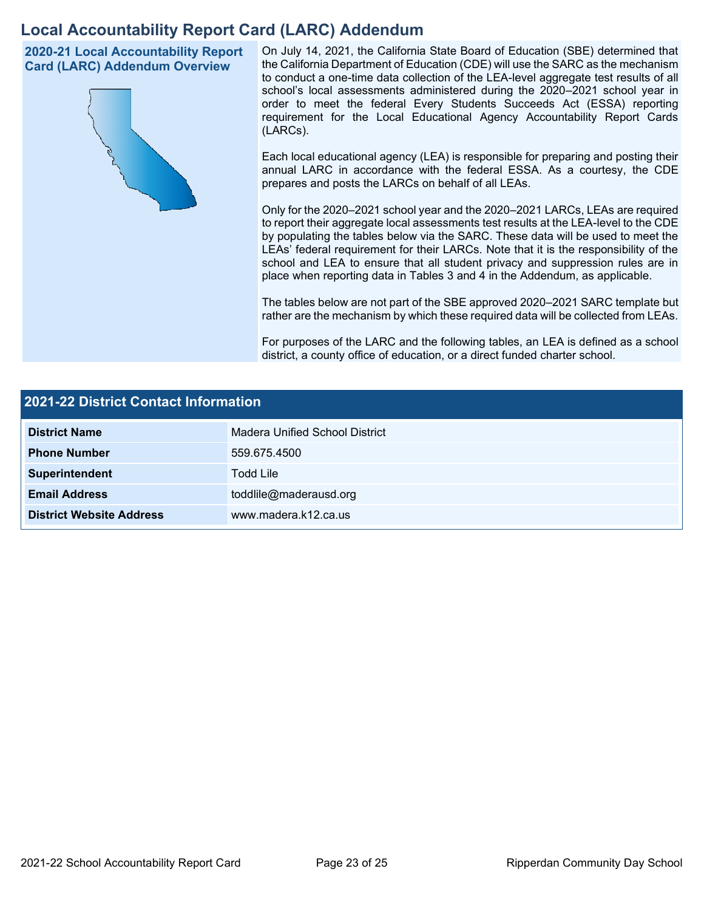# Local Accountability Report Card (LARC) Addendum

## 2020-21 Local Accountability Report Card (LARC) Addendum Overview

On July 14, 2021, the California State Board of Education (SBE) determined that the California Department of Education (CDE) will use the SARC as the mechanism to conduct a one-time data collection of the LEA-level aggregate test results of all school's local assessments administered during the 2020–2021 school year in order to meet the federal Every Students Succeeds Act (ESSA) reporting requirement for the Local Educational Agency Accountability Report Cards (LARCs).

Each local educational agency (LEA) is responsible for preparing and posting their annual LARC in accordance with the federal ESSA. As a courtesy, the CDE prepares and posts the LARCs on behalf of all LEAs.

Only for the 2020–2021 school year and the 2020–2021 LARCs, LEAs are required to report their aggregate local assessments test results at the LEA-level to the CDE by populating the tables below via the SARC. These data will be used to meet the LEAs' federal requirement for their LARCs. Note that it is the responsibility of the school and LEA to ensure that all student privacy and suppression rules are in place when reporting data in Tables 3 and 4 in the Addendum, as applicable.

The tables below are not part of the SBE approved 2020–2021 SARC template but rather are the mechanism by which these required data will be collected from LEAs.

For purposes of the LARC and the following tables, an LEA is defined as a school district, a county office of education, or a direct funded charter school.

## 2021-22 District Contact Information

| 2021-22 District Contact Information | |
|---|---|
| **District Name** | Madera Unified School District |
| **Phone Number** | 559.675.4500 |
| **Superintendent** | Todd Lile |
| **Email Address** | toddlile@maderausd.org |
| **District Website Address** | www.madera.k12.ca.us |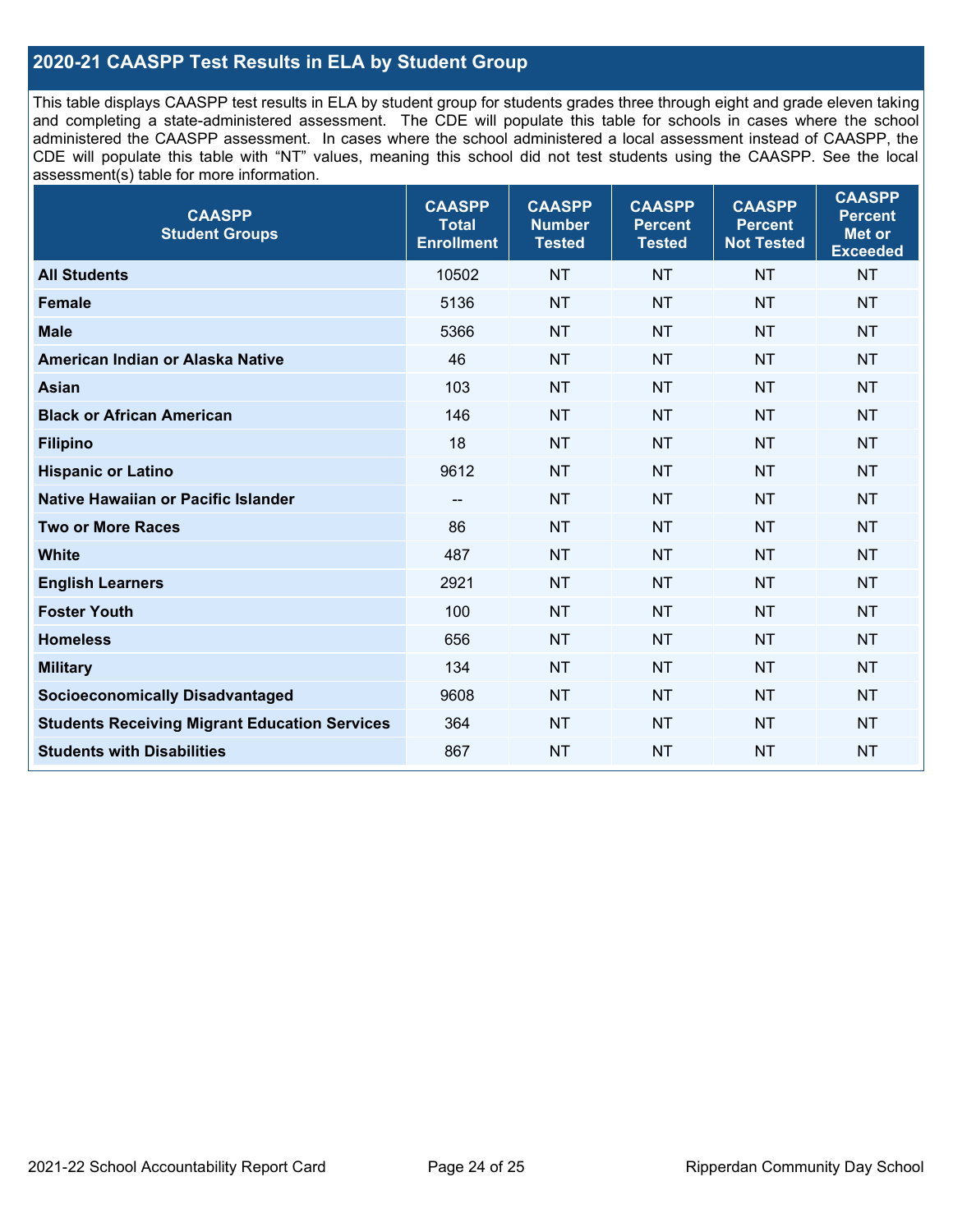## 2020-21 CAASPP Test Results in ELA by Student Group

This table displays CAASPP test results in ELA by student group for students grades three through eight and grade eleven taking and completing a state-administered assessment. The CDE will populate this table for schools in cases where the school administered the CAASPP assessment. In cases where the school administered a local assessment instead of CAASPP, the CDE will populate this table with "NT" values, meaning this school did not test students using the CAASPP. See the local assessment(s) table for more information.

| CAASPP Student Groups | CAASPP Total Enrollment | CAASPP Number Tested | CAASPP Percent Tested | CAASPP Percent Not Tested | CAASPP Percent Met or Exceeded |
|---|---|---|---|---|---|
| **All Students** | 10502 | NT | NT | NT | NT |
| **Female** | 5136 | NT | NT | NT | NT |
| **Male** | 5366 | NT | NT | NT | NT |
| **American Indian or Alaska Native** | 46 | NT | NT | NT | NT |
| **Asian** | 103 | NT | NT | NT | NT |
| **Black or African American** | 146 | NT | NT | NT | NT |
| **Filipino** | 18 | NT | NT | NT | NT |
| **Hispanic or Latino** | 9612 | NT | NT | NT | NT |
| **Native Hawaiian or Pacific Islander** | -- | NT | NT | NT | NT |
| **Two or More Races** | 86 | NT | NT | NT | NT |
| **White** | 487 | NT | NT | NT | NT |
| **English Learners** | 2921 | NT | NT | NT | NT |
| **Foster Youth** | 100 | NT | NT | NT | NT |
| **Homeless** | 656 | NT | NT | NT | NT |
| **Military** | 134 | NT | NT | NT | NT |
| **Socioeconomically Disadvantaged** | 9608 | NT | NT | NT | NT |
| **Students Receiving Migrant Education Services** | 364 | NT | NT | NT | NT |
| **Students with Disabilities** | 867 | NT | NT | NT | NT |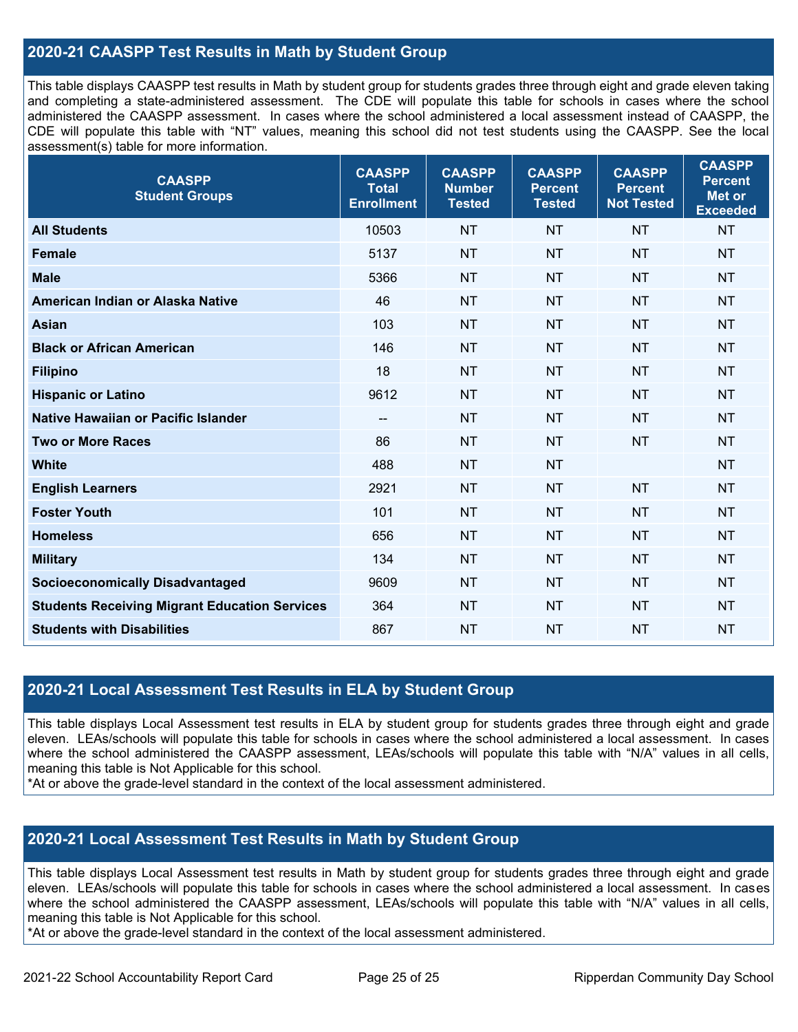## 2020-21 CAASPP Test Results in Math by Student Group

This table displays CAASPP test results in Math by student group for students grades three through eight and grade eleven taking and completing a state-administered assessment. The CDE will populate this table for schools in cases where the school administered the CAASPP assessment. In cases where the school administered a local assessment instead of CAASPP, the CDE will populate this table with "NT" values, meaning this school did not test students using the CAASPP. See the local assessment(s) table for more information.

| CAASPP Student Groups | CAASPP Total Enrollment | CAASPP Number Tested | CAASPP Percent Tested | CAASPP Percent Not Tested | CAASPP Percent Met or Exceeded |
|---|---|---|---|---|---|
| **All Students** | 10503 | NT | NT | NT | NT |
| **Female** | 5137 | NT | NT | NT | NT |
| **Male** | 5366 | NT | NT | NT | NT |
| **American Indian or Alaska Native** | 46 | NT | NT | NT | NT |
| **Asian** | 103 | NT | NT | NT | NT |
| **Black or African American** | 146 | NT | NT | NT | NT |
| **Filipino** | 18 | NT | NT | NT | NT |
| **Hispanic or Latino** | 9612 | NT | NT | NT | NT |
| **Native Hawaiian or Pacific Islander** | -- | NT | NT | NT | NT |
| **Two or More Races** | 86 | NT | NT | NT | NT |
| **White** | 488 | NT | NT | | NT |
| **English Learners** | 2921 | NT | NT | NT | NT |
| **Foster Youth** | 101 | NT | NT | NT | NT |
| **Homeless** | 656 | NT | NT | NT | NT |
| **Military** | 134 | NT | NT | NT | NT |
| **Socioeconomically Disadvantaged** | 9609 | NT | NT | NT | NT |
| **Students Receiving Migrant Education Services** | 364 | NT | NT | NT | NT |
| **Students with Disabilities** | 867 | NT | NT | NT | NT |

## 2020-21 Local Assessment Test Results in ELA by Student Group

This table displays Local Assessment test results in ELA by student group for students grades three through eight and grade eleven. LEAs/schools will populate this table for schools in cases where the school administered a local assessment. In cases where the school administered the CAASPP assessment, LEAs/schools will populate this table with "N/A" values in all cells, meaning this table is Not Applicable for this school.

*At or above the grade-level standard in the context of the local assessment administered.

## 2020-21 Local Assessment Test Results in Math by Student Group

This table displays Local Assessment test results in Math by student group for students grades three through eight and grade eleven. LEAs/schools will populate this table for schools in cases where the school administered a local assessment. In cases where the school administered the CAASPP assessment, LEAs/schools will populate this table with "N/A" values in all cells, meaning this table is Not Applicable for this school.

*At or above the grade-level standard in the context of the local assessment administered.